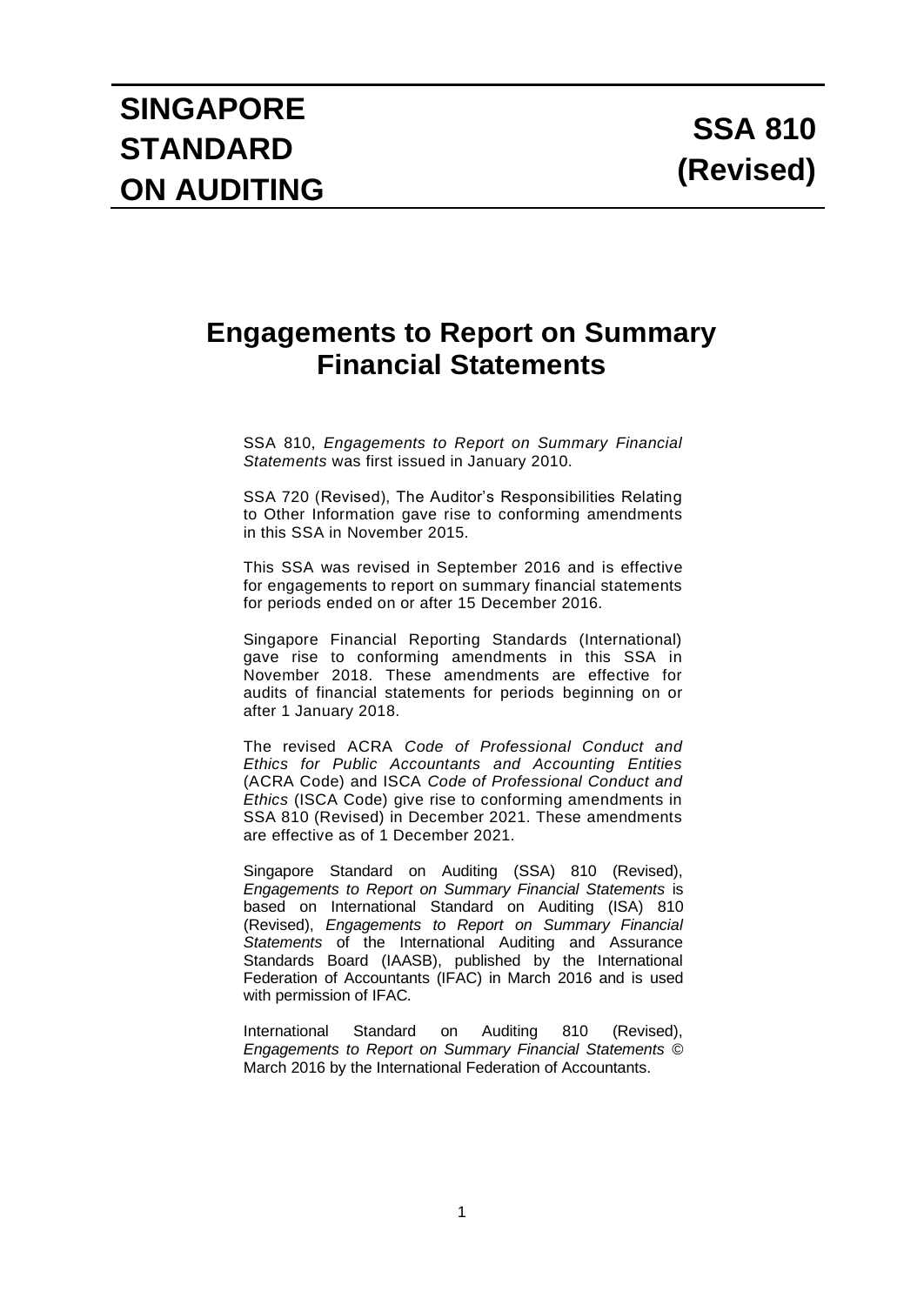# SINGAPORE STANDARD ON AUDITING

# SSA 810 (Revised)

## Engagements to Report on Summary Financial Statements

SSA 810, *Engagements to Report on Summary Financial Statements* was first issued in January 2010.

SSA 720 (Revised), The Auditor's Responsibilities Relating to Other Information gave rise to conforming amendments in this SSA in November 2015.

This SSA was revised in September 2016 and is effective for engagements to report on summary financial statements for periods ended on or after 15 December 2016.

Singapore Financial Reporting Standards (International) gave rise to conforming amendments in this SSA in November 2018. These amendments are effective for audits of financial statements for periods beginning on or after 1 January 2018.

The revised ACRA *Code of Professional Conduct and Ethics for Public Accountants and Accounting Entities* (ACRA Code) and ISCA *Code of Professional Conduct and Ethics* (ISCA Code) give rise to conforming amendments in SSA 810 (Revised) in December 2021. These amendments are effective as of 1 December 2021.

Singapore Standard on Auditing (SSA) 810 (Revised), *Engagements to Report on Summary Financial Statements* is based on International Standard on Auditing (ISA) 810 (Revised), *Engagements to Report on Summary Financial Statements* of the International Auditing and Assurance Standards Board (IAASB), published by the International Federation of Accountants (IFAC) in March 2016 and is used with permission of IFAC.

International Standard on Auditing 810 (Revised), *Engagements to Report on Summary Financial Statements* © March 2016 by the International Federation of Accountants.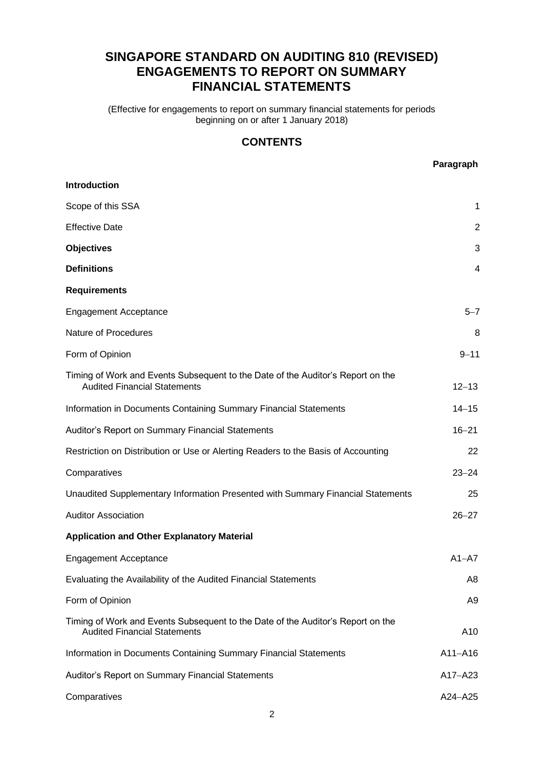# SINGAPORE STANDARD ON AUDITING 810 (REVISED) ENGAGEMENTS TO REPORT ON SUMMARY FINANCIAL STATEMENTS

(Effective for engagements to report on summary financial statements for periods beginning on or after 1 January 2018)

## CONTENTS

| | Paragraph |
|---|---|
| **Introduction** | |
| Scope of this SSA | 1 |
| Effective Date | 2 |
| **Objectives** | 3 |
| **Definitions** | 4 |
| **Requirements** | |
| Engagement Acceptance | 5–7 |
| Nature of Procedures | 8 |
| Form of Opinion | 9–11 |
| Timing of Work and Events Subsequent to the Date of the Auditor's Report on the Audited Financial Statements | 12–13 |
| Information in Documents Containing Summary Financial Statements | 14–15 |
| Auditor's Report on Summary Financial Statements | 16–21 |
| Restriction on Distribution or Use or Alerting Readers to the Basis of Accounting | 22 |
| Comparatives | 23–24 |
| Unaudited Supplementary Information Presented with Summary Financial Statements | 25 |
| Auditor Association | 26–27 |
| **Application and Other Explanatory Material** | |
| Engagement Acceptance | A1–A7 |
| Evaluating the Availability of the Audited Financial Statements | A8 |
| Form of Opinion | A9 |
| Timing of Work and Events Subsequent to the Date of the Auditor's Report on the Audited Financial Statements | A10 |
| Information in Documents Containing Summary Financial Statements | A11–A16 |
| Auditor's Report on Summary Financial Statements | A17–A23 |
| Comparatives | A24–A25 |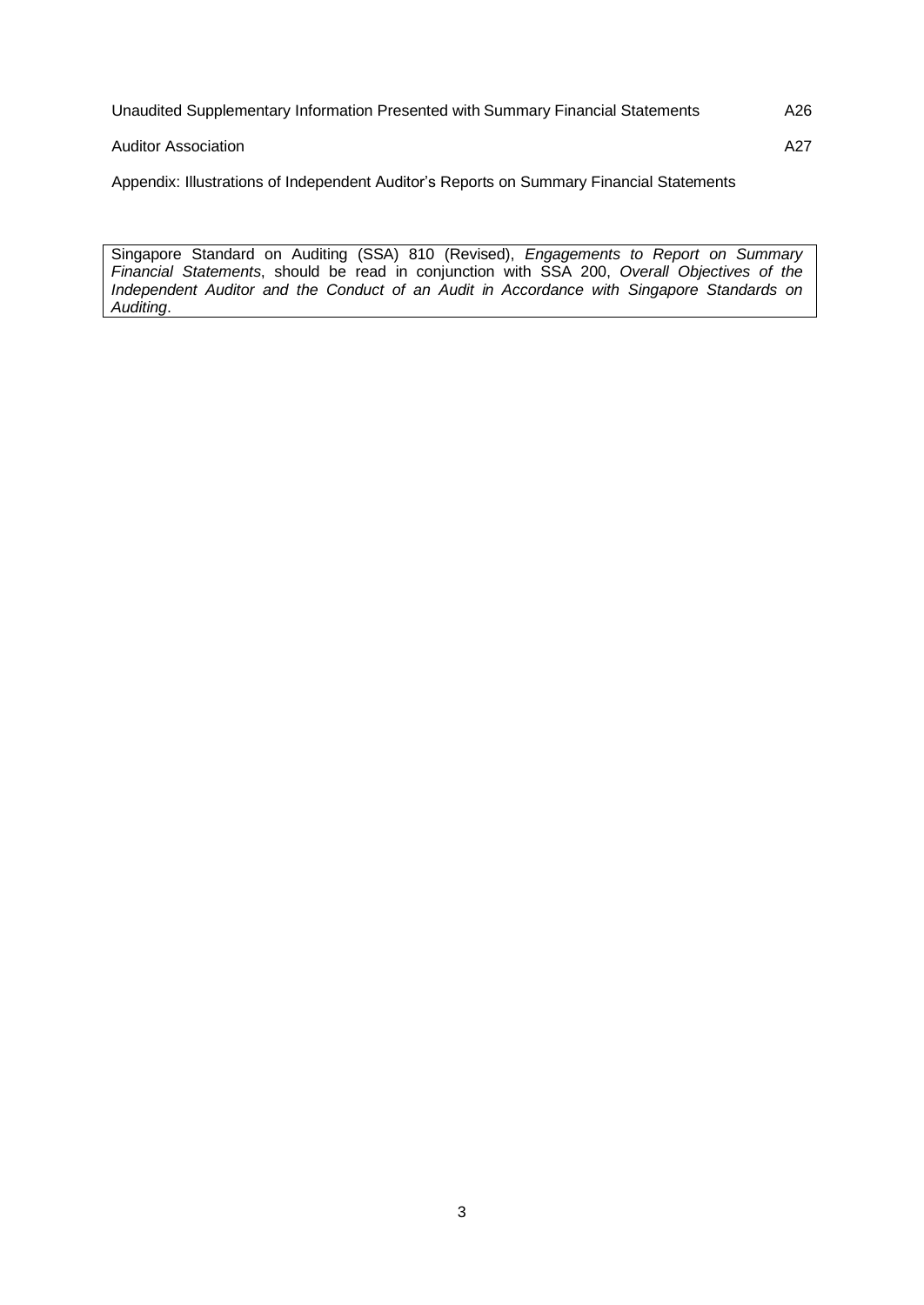| | |
|---|---|
| Unaudited Supplementary Information Presented with Summary Financial Statements | A26 |
| Auditor Association | A27 |

Appendix: Illustrations of Independent Auditor's Reports on Summary Financial Statements

Singapore Standard on Auditing (SSA) 810 (Revised), *Engagements to Report on Summary Financial Statements*, should be read in conjunction with SSA 200, *Overall Objectives of the Independent Auditor and the Conduct of an Audit in Accordance with Singapore Standards on Auditing*.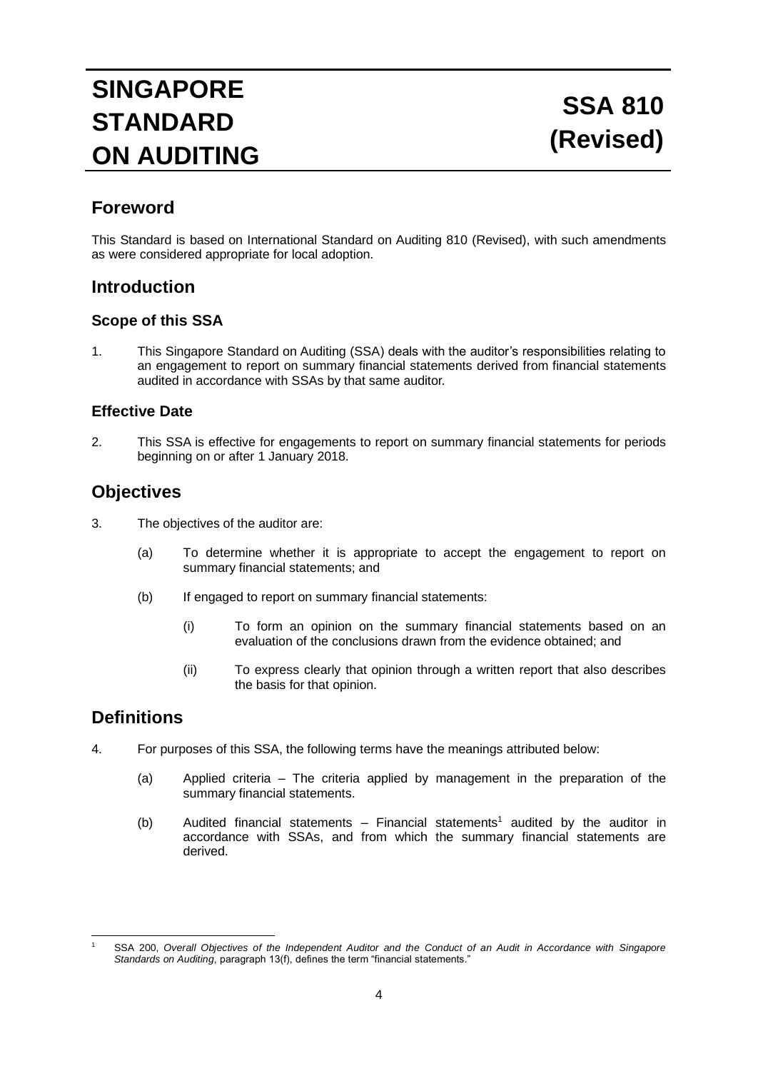# SINGAPORE STANDARD ON AUDITING

# SSA 810 (Revised)

## Foreword

This Standard is based on International Standard on Auditing 810 (Revised), with such amendments as were considered appropriate for local adoption.

## Introduction

### Scope of this SSA

1. This Singapore Standard on Auditing (SSA) deals with the auditor's responsibilities relating to an engagement to report on summary financial statements derived from financial statements audited in accordance with SSAs by that same auditor.

### Effective Date

2. This SSA is effective for engagements to report on summary financial statements for periods beginning on or after 1 January 2018.

## Objectives

3. The objectives of the auditor are:

   (a) To determine whether it is appropriate to accept the engagement to report on summary financial statements; and

   (b) If engaged to report on summary financial statements:

      (i) To form an opinion on the summary financial statements based on an evaluation of the conclusions drawn from the evidence obtained; and

      (ii) To express clearly that opinion through a written report that also describes the basis for that opinion.

## Definitions

4. For purposes of this SSA, the following terms have the meanings attributed below:

   (a) Applied criteria – The criteria applied by management in the preparation of the summary financial statements.

   (b) Audited financial statements – Financial statements[1] audited by the auditor in accordance with SSAs, and from which the summary financial statements are derived.

---

[1] SSA 200, *Overall Objectives of the Independent Auditor and the Conduct of an Audit in Accordance with Singapore Standards on Auditing*, paragraph 13(f), defines the term "financial statements."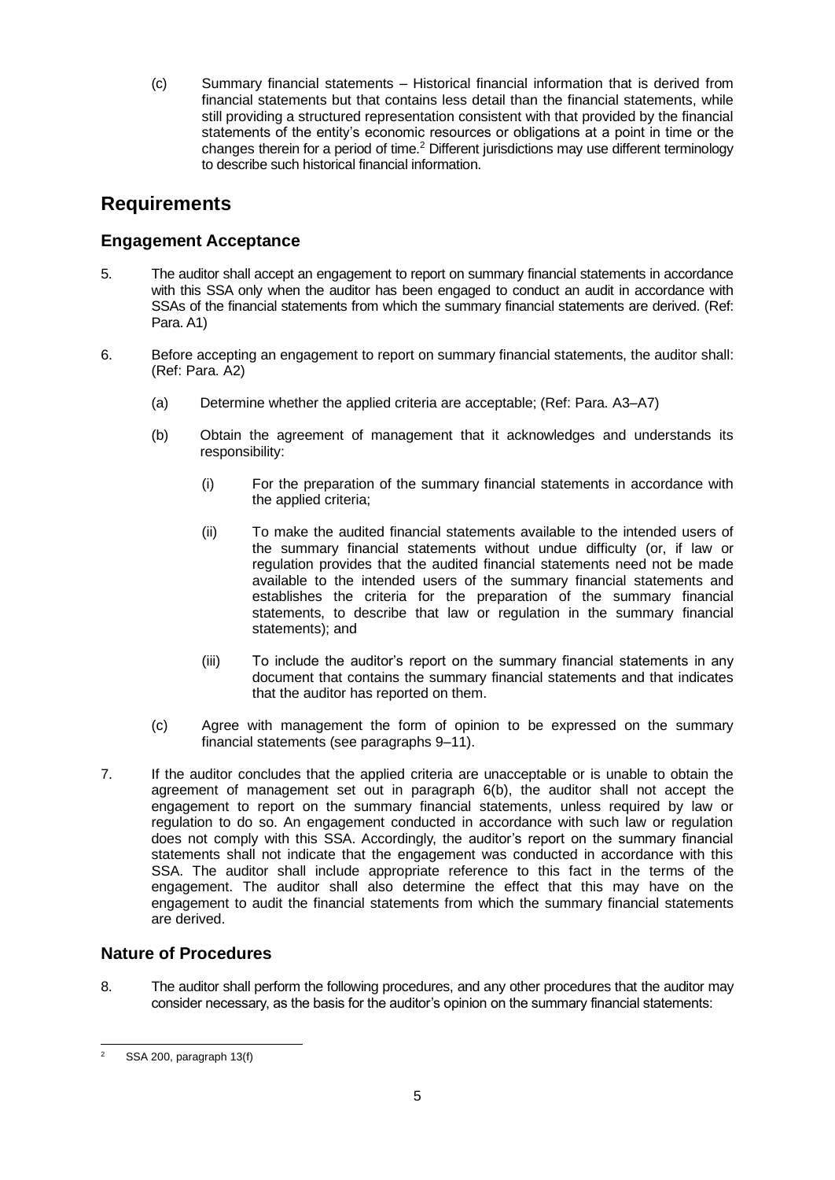(c) Summary financial statements – Historical financial information that is derived from financial statements but that contains less detail than the financial statements, while still providing a structured representation consistent with that provided by the financial statements of the entity's economic resources or obligations at a point in time or the changes therein for a period of time.[2] Different jurisdictions may use different terminology to describe such historical financial information.

# Requirements

## Engagement Acceptance

5. The auditor shall accept an engagement to report on summary financial statements in accordance with this SSA only when the auditor has been engaged to conduct an audit in accordance with SSAs of the financial statements from which the summary financial statements are derived. (Ref: Para. A1)

6. Before accepting an engagement to report on summary financial statements, the auditor shall: (Ref: Para. A2)

   (a) Determine whether the applied criteria are acceptable; (Ref: Para. A3–A7)

   (b) Obtain the agreement of management that it acknowledges and understands its responsibility:

      (i) For the preparation of the summary financial statements in accordance with the applied criteria;

      (ii) To make the audited financial statements available to the intended users of the summary financial statements without undue difficulty (or, if law or regulation provides that the audited financial statements need not be made available to the intended users of the summary financial statements and establishes the criteria for the preparation of the summary financial statements, to describe that law or regulation in the summary financial statements); and

      (iii) To include the auditor's report on the summary financial statements in any document that contains the summary financial statements and that indicates that the auditor has reported on them.

   (c) Agree with management the form of opinion to be expressed on the summary financial statements (see paragraphs 9–11).

7. If the auditor concludes that the applied criteria are unacceptable or is unable to obtain the agreement of management set out in paragraph 6(b), the auditor shall not accept the engagement to report on the summary financial statements, unless required by law or regulation to do so. An engagement conducted in accordance with such law or regulation does not comply with this SSA. Accordingly, the auditor's report on the summary financial statements shall not indicate that the engagement was conducted in accordance with this SSA. The auditor shall include appropriate reference to this fact in the terms of the engagement. The auditor shall also determine the effect that this may have on the engagement to audit the financial statements from which the summary financial statements are derived.

## Nature of Procedures

8. The auditor shall perform the following procedures, and any other procedures that the auditor may consider necessary, as the basis for the auditor's opinion on the summary financial statements:

---

[2] SSA 200, paragraph 13(f)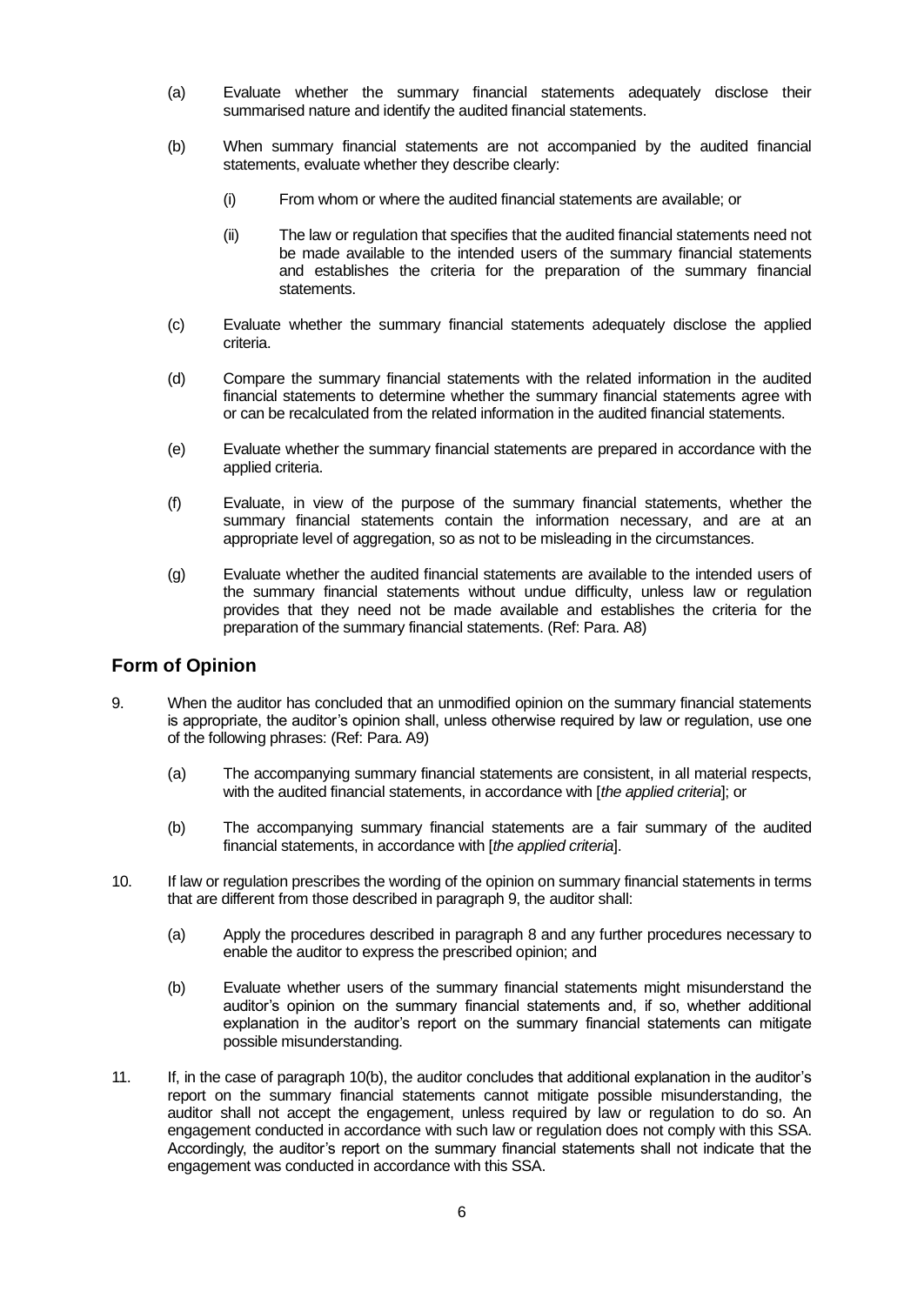(a) Evaluate whether the summary financial statements adequately disclose their summarised nature and identify the audited financial statements.

(b) When summary financial statements are not accompanied by the audited financial statements, evaluate whether they describe clearly:

    (i) From whom or where the audited financial statements are available; or

    (ii) The law or regulation that specifies that the audited financial statements need not be made available to the intended users of the summary financial statements and establishes the criteria for the preparation of the summary financial statements.

(c) Evaluate whether the summary financial statements adequately disclose the applied criteria.

(d) Compare the summary financial statements with the related information in the audited financial statements to determine whether the summary financial statements agree with or can be recalculated from the related information in the audited financial statements.

(e) Evaluate whether the summary financial statements are prepared in accordance with the applied criteria.

(f) Evaluate, in view of the purpose of the summary financial statements, whether the summary financial statements contain the information necessary, and are at an appropriate level of aggregation, so as not to be misleading in the circumstances.

(g) Evaluate whether the audited financial statements are available to the intended users of the summary financial statements without undue difficulty, unless law or regulation provides that they need not be made available and establishes the criteria for the preparation of the summary financial statements. (Ref: Para. A8)

## Form of Opinion

9. When the auditor has concluded that an unmodified opinion on the summary financial statements is appropriate, the auditor's opinion shall, unless otherwise required by law or regulation, use one of the following phrases: (Ref: Para. A9)

    (a) The accompanying summary financial statements are consistent, in all material respects, with the audited financial statements, in accordance with [*the applied criteria*]; or

    (b) The accompanying summary financial statements are a fair summary of the audited financial statements, in accordance with [*the applied criteria*].

10. If law or regulation prescribes the wording of the opinion on summary financial statements in terms that are different from those described in paragraph 9, the auditor shall:

    (a) Apply the procedures described in paragraph 8 and any further procedures necessary to enable the auditor to express the prescribed opinion; and

    (b) Evaluate whether users of the summary financial statements might misunderstand the auditor's opinion on the summary financial statements and, if so, whether additional explanation in the auditor's report on the summary financial statements can mitigate possible misunderstanding.

11. If, in the case of paragraph 10(b), the auditor concludes that additional explanation in the auditor's report on the summary financial statements cannot mitigate possible misunderstanding, the auditor shall not accept the engagement, unless required by law or regulation to do so. An engagement conducted in accordance with such law or regulation does not comply with this SSA. Accordingly, the auditor's report on the summary financial statements shall not indicate that the engagement was conducted in accordance with this SSA.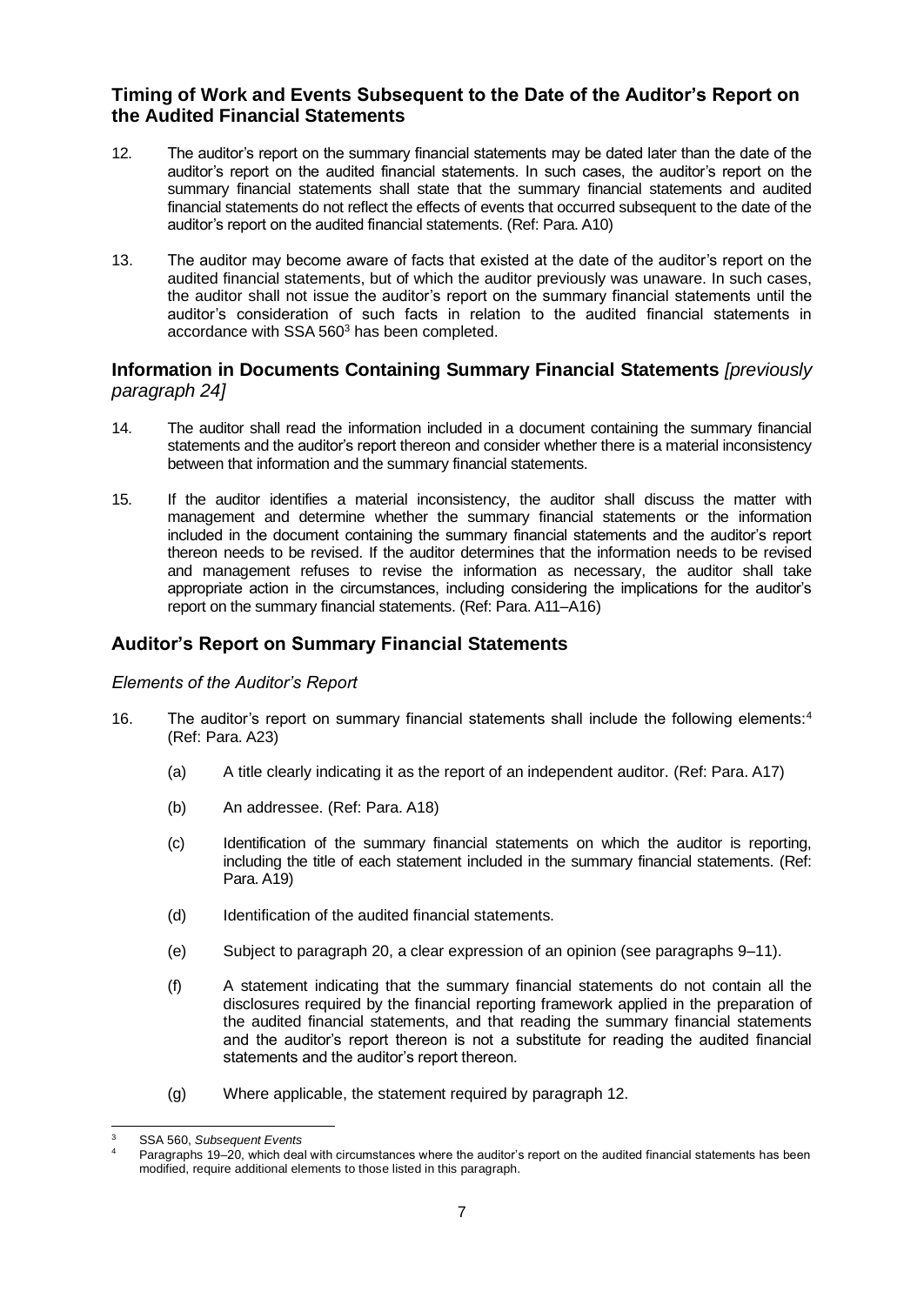## Timing of Work and Events Subsequent to the Date of the Auditor's Report on the Audited Financial Statements

12. The auditor's report on the summary financial statements may be dated later than the date of the auditor's report on the audited financial statements. In such cases, the auditor's report on the summary financial statements shall state that the summary financial statements and audited financial statements do not reflect the effects of events that occurred subsequent to the date of the auditor's report on the audited financial statements. (Ref: Para. A10)

13. The auditor may become aware of facts that existed at the date of the auditor's report on the audited financial statements, but of which the auditor previously was unaware. In such cases, the auditor shall not issue the auditor's report on the summary financial statements until the auditor's consideration of such facts in relation to the audited financial statements in accordance with SSA 560[3] has been completed.

## Information in Documents Containing Summary Financial Statements *[previously paragraph 24]*

14. The auditor shall read the information included in a document containing the summary financial statements and the auditor's report thereon and consider whether there is a material inconsistency between that information and the summary financial statements.

15. If the auditor identifies a material inconsistency, the auditor shall discuss the matter with management and determine whether the summary financial statements or the information included in the document containing the summary financial statements and the auditor's report thereon needs to be revised. If the auditor determines that the information needs to be revised and management refuses to revise the information as necessary, the auditor shall take appropriate action in the circumstances, including considering the implications for the auditor's report on the summary financial statements. (Ref: Para. A11–A16)

## Auditor's Report on Summary Financial Statements

### *Elements of the Auditor's Report*

16. The auditor's report on summary financial statements shall include the following elements:[4] (Ref: Para. A23)

    (a) A title clearly indicating it as the report of an independent auditor. (Ref: Para. A17)

    (b) An addressee. (Ref: Para. A18)

    (c) Identification of the summary financial statements on which the auditor is reporting, including the title of each statement included in the summary financial statements. (Ref: Para. A19)

    (d) Identification of the audited financial statements.

    (e) Subject to paragraph 20, a clear expression of an opinion (see paragraphs 9–11).

    (f) A statement indicating that the summary financial statements do not contain all the disclosures required by the financial reporting framework applied in the preparation of the audited financial statements, and that reading the summary financial statements and the auditor's report thereon is not a substitute for reading the audited financial statements and the auditor's report thereon.

    (g) Where applicable, the statement required by paragraph 12.

---

[3] SSA 560, *Subsequent Events*

[4] Paragraphs 19–20, which deal with circumstances where the auditor's report on the audited financial statements has been modified, require additional elements to those listed in this paragraph.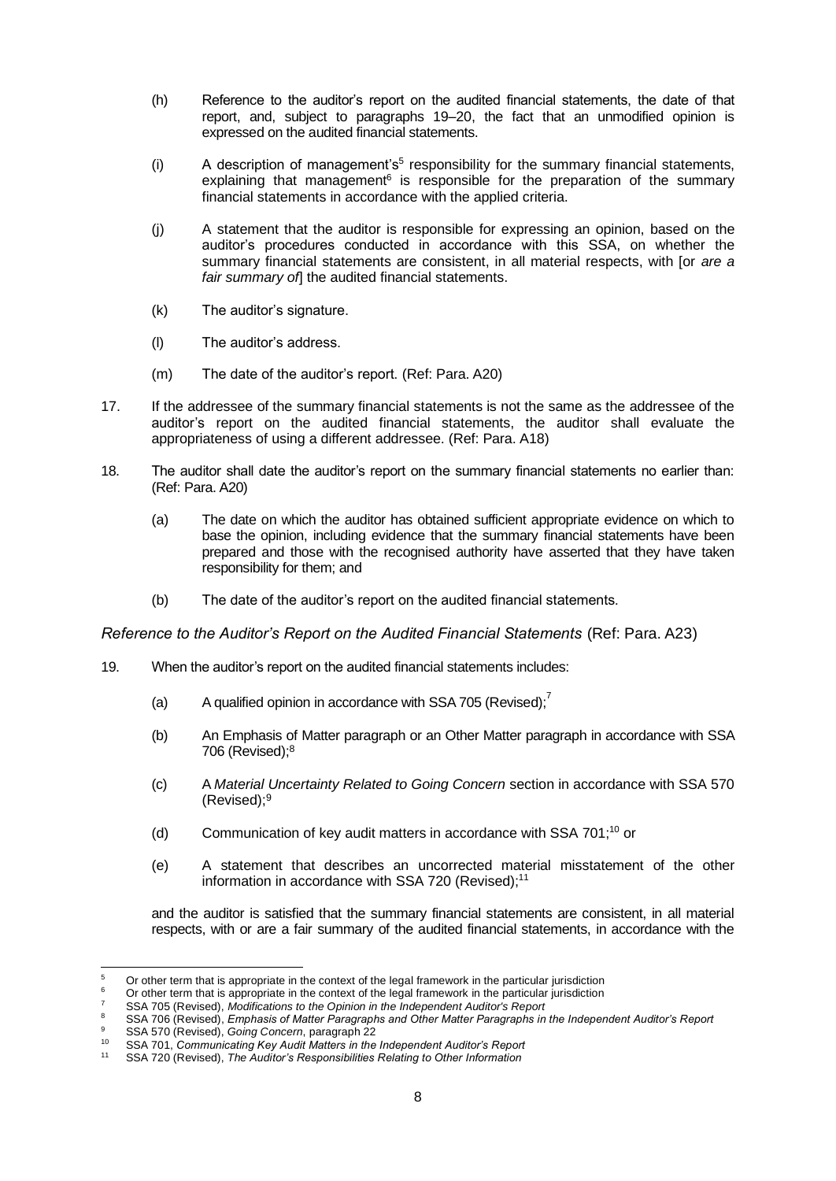(h) Reference to the auditor's report on the audited financial statements, the date of that report, and, subject to paragraphs 19–20, the fact that an unmodified opinion is expressed on the audited financial statements.

(i) A description of management's[5] responsibility for the summary financial statements, explaining that management[6] is responsible for the preparation of the summary financial statements in accordance with the applied criteria.

(j) A statement that the auditor is responsible for expressing an opinion, based on the auditor's procedures conducted in accordance with this SSA, on whether the summary financial statements are consistent, in all material respects, with [or *are a fair summary of*] the audited financial statements.

(k) The auditor's signature.

(l) The auditor's address.

(m) The date of the auditor's report. (Ref: Para. A20)

17. If the addressee of the summary financial statements is not the same as the addressee of the auditor's report on the audited financial statements, the auditor shall evaluate the appropriateness of using a different addressee. (Ref: Para. A18)

18. The auditor shall date the auditor's report on the summary financial statements no earlier than: (Ref: Para. A20)

(a) The date on which the auditor has obtained sufficient appropriate evidence on which to base the opinion, including evidence that the summary financial statements have been prepared and those with the recognised authority have asserted that they have taken responsibility for them; and

(b) The date of the auditor's report on the audited financial statements.

*Reference to the Auditor's Report on the Audited Financial Statements* (Ref: Para. A23)

19. When the auditor's report on the audited financial statements includes:

(a) A qualified opinion in accordance with SSA 705 (Revised);[7]

(b) An Emphasis of Matter paragraph or an Other Matter paragraph in accordance with SSA 706 (Revised);[8]

(c) A *Material Uncertainty Related to Going Concern* section in accordance with SSA 570 (Revised);[9]

(d) Communication of key audit matters in accordance with SSA 701;[10] or

(e) A statement that describes an uncorrected material misstatement of the other information in accordance with SSA 720 (Revised);[11]

and the auditor is satisfied that the summary financial statements are consistent, in all material respects, with or are a fair summary of the audited financial statements, in accordance with the

---

[5] Or other term that is appropriate in the context of the legal framework in the particular jurisdiction

[6] Or other term that is appropriate in the context of the legal framework in the particular jurisdiction

[7] SSA 705 (Revised), *Modifications to the Opinion in the Independent Auditor's Report*

[8] SSA 706 (Revised), *Emphasis of Matter Paragraphs and Other Matter Paragraphs in the Independent Auditor's Report*

[9] SSA 570 (Revised), *Going Concern*, paragraph 22

[10] SSA 701, *Communicating Key Audit Matters in the Independent Auditor's Report*

[11] SSA 720 (Revised), *The Auditor's Responsibilities Relating to Other Information*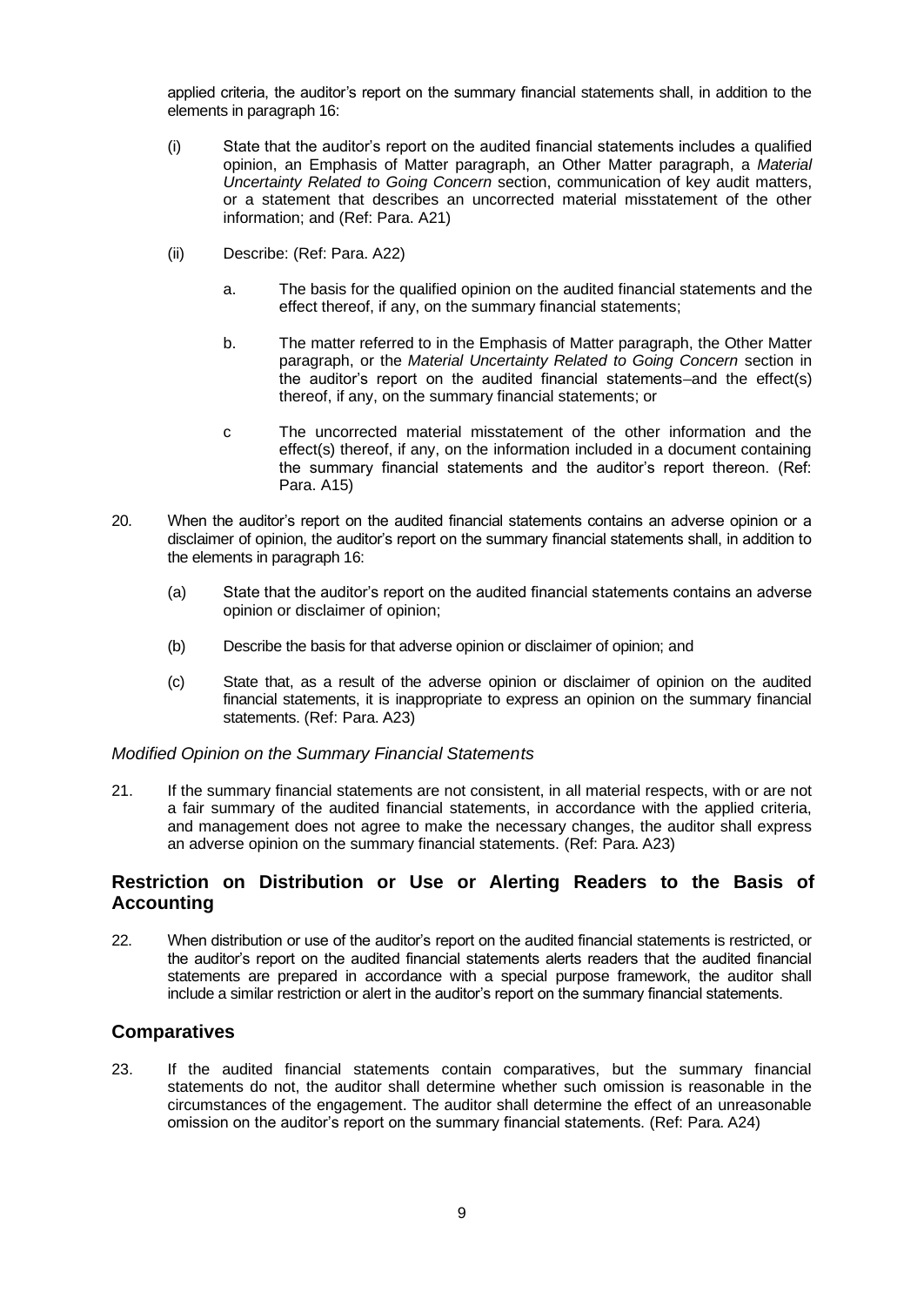applied criteria, the auditor's report on the summary financial statements shall, in addition to the elements in paragraph 16:

(i) State that the auditor's report on the audited financial statements includes a qualified opinion, an Emphasis of Matter paragraph, an Other Matter paragraph, a *Material Uncertainty Related to Going Concern* section, communication of key audit matters, or a statement that describes an uncorrected material misstatement of the other information; and (Ref: Para. A21)

(ii) Describe: (Ref: Para. A22)

a. The basis for the qualified opinion on the audited financial statements and the effect thereof, if any, on the summary financial statements;

b. The matter referred to in the Emphasis of Matter paragraph, the Other Matter paragraph, or the *Material Uncertainty Related to Going Concern* section in the auditor's report on the audited financial statements–and the effect(s) thereof, if any, on the summary financial statements; or

c The uncorrected material misstatement of the other information and the effect(s) thereof, if any, on the information included in a document containing the summary financial statements and the auditor's report thereon. (Ref: Para. A15)

20. When the auditor's report on the audited financial statements contains an adverse opinion or a disclaimer of opinion, the auditor's report on the summary financial statements shall, in addition to the elements in paragraph 16:

(a) State that the auditor's report on the audited financial statements contains an adverse opinion or disclaimer of opinion;

(b) Describe the basis for that adverse opinion or disclaimer of opinion; and

(c) State that, as a result of the adverse opinion or disclaimer of opinion on the audited financial statements, it is inappropriate to express an opinion on the summary financial statements. (Ref: Para. A23)

### *Modified Opinion on the Summary Financial Statements*

21. If the summary financial statements are not consistent, in all material respects, with or are not a fair summary of the audited financial statements, in accordance with the applied criteria, and management does not agree to make the necessary changes, the auditor shall express an adverse opinion on the summary financial statements. (Ref: Para. A23)

## Restriction on Distribution or Use or Alerting Readers to the Basis of Accounting

22. When distribution or use of the auditor's report on the audited financial statements is restricted, or the auditor's report on the audited financial statements alerts readers that the audited financial statements are prepared in accordance with a special purpose framework, the auditor shall include a similar restriction or alert in the auditor's report on the summary financial statements.

## Comparatives

23. If the audited financial statements contain comparatives, but the summary financial statements do not, the auditor shall determine whether such omission is reasonable in the circumstances of the engagement. The auditor shall determine the effect of an unreasonable omission on the auditor's report on the summary financial statements. (Ref: Para. A24)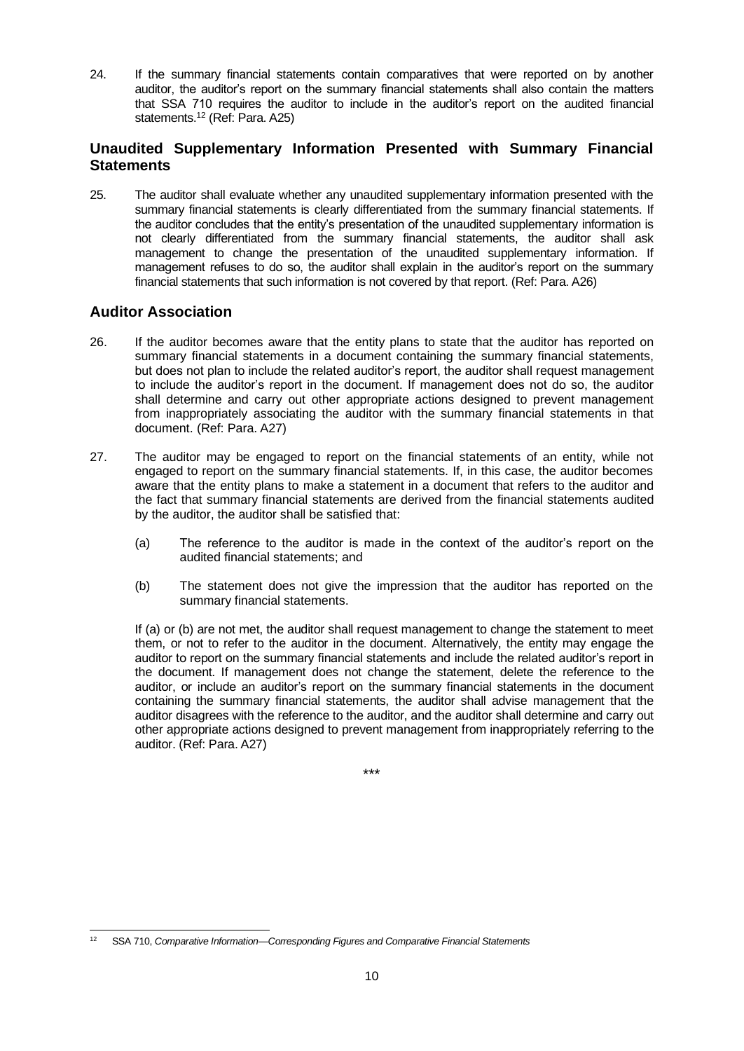24. If the summary financial statements contain comparatives that were reported on by another auditor, the auditor's report on the summary financial statements shall also contain the matters that SSA 710 requires the auditor to include in the auditor's report on the audited financial statements.[12] (Ref: Para. A25)

## Unaudited Supplementary Information Presented with Summary Financial Statements

25. The auditor shall evaluate whether any unaudited supplementary information presented with the summary financial statements is clearly differentiated from the summary financial statements. If the auditor concludes that the entity's presentation of the unaudited supplementary information is not clearly differentiated from the summary financial statements, the auditor shall ask management to change the presentation of the unaudited supplementary information. If management refuses to do so, the auditor shall explain in the auditor's report on the summary financial statements that such information is not covered by that report. (Ref: Para. A26)

## Auditor Association

26. If the auditor becomes aware that the entity plans to state that the auditor has reported on summary financial statements in a document containing the summary financial statements, but does not plan to include the related auditor's report, the auditor shall request management to include the auditor's report in the document. If management does not do so, the auditor shall determine and carry out other appropriate actions designed to prevent management from inappropriately associating the auditor with the summary financial statements in that document. (Ref: Para. A27)

27. The auditor may be engaged to report on the financial statements of an entity, while not engaged to report on the summary financial statements. If, in this case, the auditor becomes aware that the entity plans to make a statement in a document that refers to the auditor and the fact that summary financial statements are derived from the financial statements audited by the auditor, the auditor shall be satisfied that:

    (a) The reference to the auditor is made in the context of the auditor's report on the audited financial statements; and

    (b) The statement does not give the impression that the auditor has reported on the summary financial statements.

    If (a) or (b) are not met, the auditor shall request management to change the statement to meet them, or not to refer to the auditor in the document. Alternatively, the entity may engage the auditor to report on the summary financial statements and include the related auditor's report in the document. If management does not change the statement, delete the reference to the auditor, or include an auditor's report on the summary financial statements in the document containing the summary financial statements, the auditor shall advise management that the auditor disagrees with the reference to the auditor, and the auditor shall determine and carry out other appropriate actions designed to prevent management from inappropriately referring to the auditor. (Ref: Para. A27)

\*\*\*

[12] SSA 710, *Comparative Information—Corresponding Figures and Comparative Financial Statements*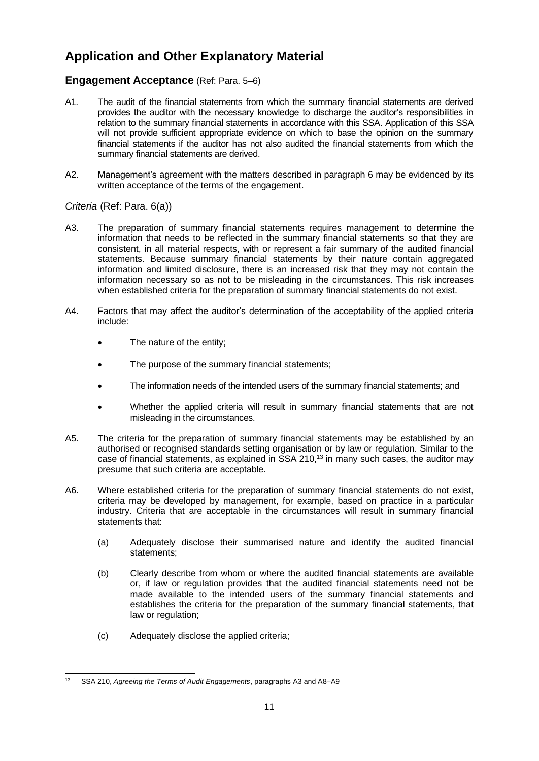# Application and Other Explanatory Material

## Engagement Acceptance (Ref: Para. 5–6)

A1. The audit of the financial statements from which the summary financial statements are derived provides the auditor with the necessary knowledge to discharge the auditor's responsibilities in relation to the summary financial statements in accordance with this SSA. Application of this SSA will not provide sufficient appropriate evidence on which to base the opinion on the summary financial statements if the auditor has not also audited the financial statements from which the summary financial statements are derived.

A2. Management's agreement with the matters described in paragraph 6 may be evidenced by its written acceptance of the terms of the engagement.

*Criteria* (Ref: Para. 6(a))

A3. The preparation of summary financial statements requires management to determine the information that needs to be reflected in the summary financial statements so that they are consistent, in all material respects, with or represent a fair summary of the audited financial statements. Because summary financial statements by their nature contain aggregated information and limited disclosure, there is an increased risk that they may not contain the information necessary so as not to be misleading in the circumstances. This risk increases when established criteria for the preparation of summary financial statements do not exist.

A4. Factors that may affect the auditor's determination of the acceptability of the applied criteria include:

- The nature of the entity;
- The purpose of the summary financial statements;
- The information needs of the intended users of the summary financial statements; and
- Whether the applied criteria will result in summary financial statements that are not misleading in the circumstances.

A5. The criteria for the preparation of summary financial statements may be established by an authorised or recognised standards setting organisation or by law or regulation. Similar to the case of financial statements, as explained in SSA 210,[13] in many such cases, the auditor may presume that such criteria are acceptable.

A6. Where established criteria for the preparation of summary financial statements do not exist, criteria may be developed by management, for example, based on practice in a particular industry. Criteria that are acceptable in the circumstances will result in summary financial statements that:

(a) Adequately disclose their summarised nature and identify the audited financial statements;

(b) Clearly describe from whom or where the audited financial statements are available or, if law or regulation provides that the audited financial statements need not be made available to the intended users of the summary financial statements and establishes the criteria for the preparation of the summary financial statements, that law or regulation;

(c) Adequately disclose the applied criteria;

[13] SSA 210, *Agreeing the Terms of Audit Engagements*, paragraphs A3 and A8–A9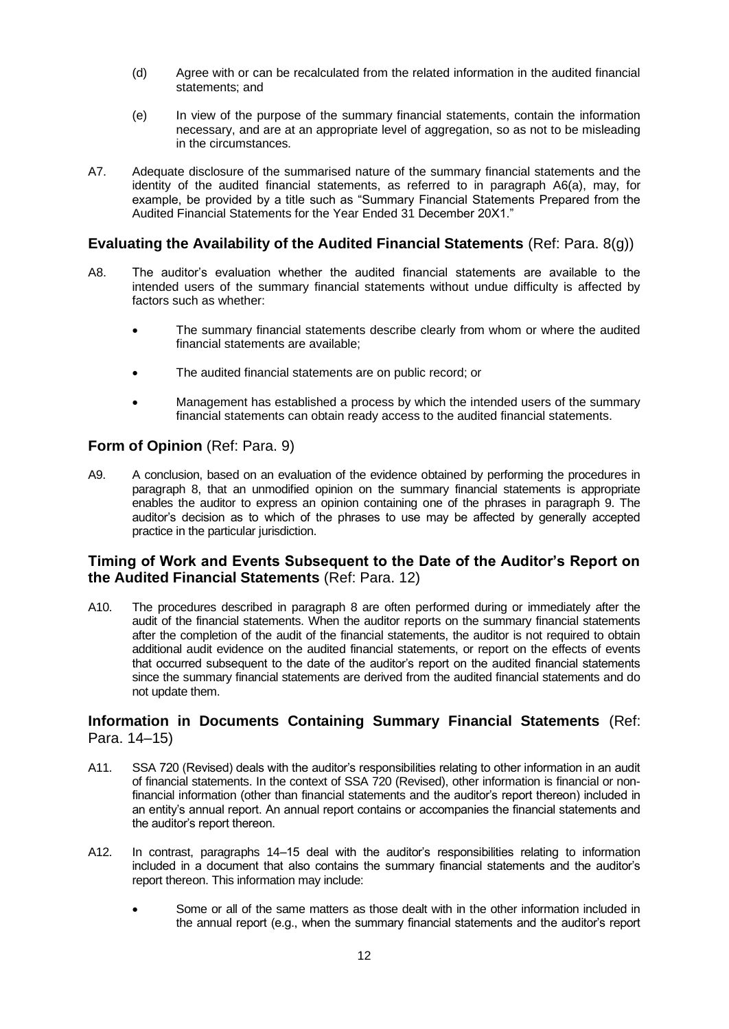(d) Agree with or can be recalculated from the related information in the audited financial statements; and

(e) In view of the purpose of the summary financial statements, contain the information necessary, and are at an appropriate level of aggregation, so as not to be misleading in the circumstances.

A7. Adequate disclosure of the summarised nature of the summary financial statements and the identity of the audited financial statements, as referred to in paragraph A6(a), may, for example, be provided by a title such as "Summary Financial Statements Prepared from the Audited Financial Statements for the Year Ended 31 December 20X1."

### Evaluating the Availability of the Audited Financial Statements (Ref: Para. 8(g))

A8. The auditor's evaluation whether the audited financial statements are available to the intended users of the summary financial statements without undue difficulty is affected by factors such as whether:

- The summary financial statements describe clearly from whom or where the audited financial statements are available;
- The audited financial statements are on public record; or
- Management has established a process by which the intended users of the summary financial statements can obtain ready access to the audited financial statements.

### Form of Opinion (Ref: Para. 9)

A9. A conclusion, based on an evaluation of the evidence obtained by performing the procedures in paragraph 8, that an unmodified opinion on the summary financial statements is appropriate enables the auditor to express an opinion containing one of the phrases in paragraph 9. The auditor's decision as to which of the phrases to use may be affected by generally accepted practice in the particular jurisdiction.

### Timing of Work and Events Subsequent to the Date of the Auditor's Report on the Audited Financial Statements (Ref: Para. 12)

A10. The procedures described in paragraph 8 are often performed during or immediately after the audit of the financial statements. When the auditor reports on the summary financial statements after the completion of the audit of the financial statements, the auditor is not required to obtain additional audit evidence on the audited financial statements, or report on the effects of events that occurred subsequent to the date of the auditor's report on the audited financial statements since the summary financial statements are derived from the audited financial statements and do not update them.

### Information in Documents Containing Summary Financial Statements (Ref: Para. 14–15)

A11. SSA 720 (Revised) deals with the auditor's responsibilities relating to other information in an audit of financial statements. In the context of SSA 720 (Revised), other information is financial or non-financial information (other than financial statements and the auditor's report thereon) included in an entity's annual report. An annual report contains or accompanies the financial statements and the auditor's report thereon.

A12. In contrast, paragraphs 14–15 deal with the auditor's responsibilities relating to information included in a document that also contains the summary financial statements and the auditor's report thereon. This information may include:

- Some or all of the same matters as those dealt with in the other information included in the annual report (e.g., when the summary financial statements and the auditor's report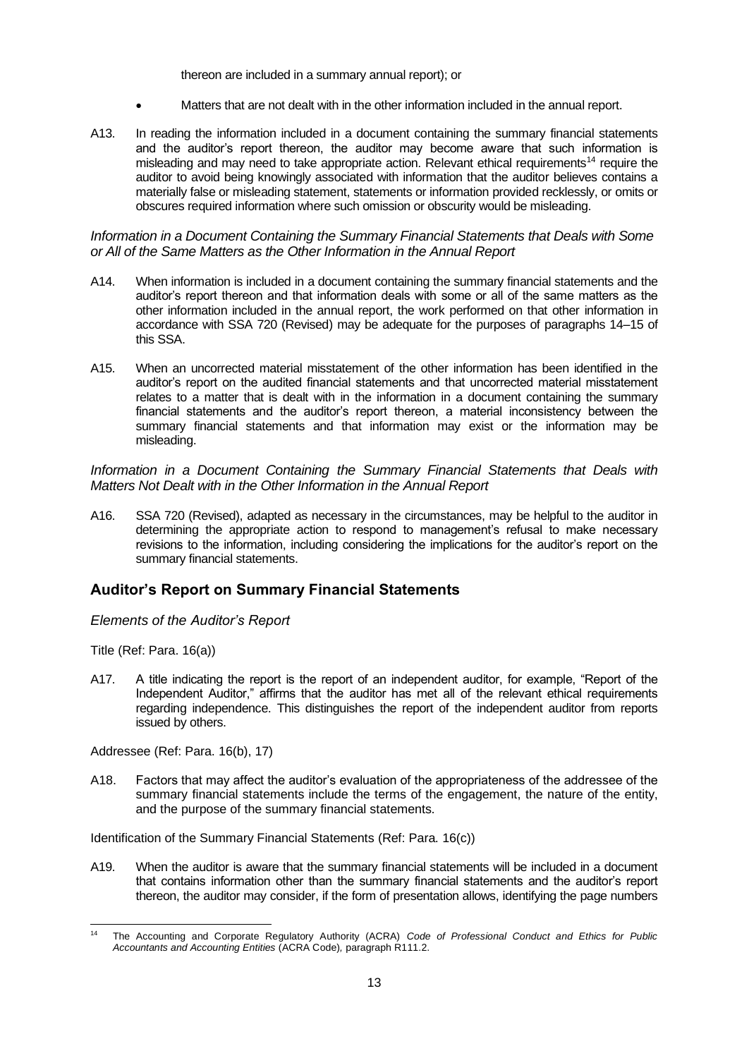thereon are included in a summary annual report); or

- Matters that are not dealt with in the other information included in the annual report.

A13. In reading the information included in a document containing the summary financial statements and the auditor's report thereon, the auditor may become aware that such information is misleading and may need to take appropriate action. Relevant ethical requirements[14] require the auditor to avoid being knowingly associated with information that the auditor believes contains a materially false or misleading statement, statements or information provided recklessly, or omits or obscures required information where such omission or obscurity would be misleading.

*Information in a Document Containing the Summary Financial Statements that Deals with Some or All of the Same Matters as the Other Information in the Annual Report*

A14. When information is included in a document containing the summary financial statements and the auditor's report thereon and that information deals with some or all of the same matters as the other information included in the annual report, the work performed on that other information in accordance with SSA 720 (Revised) may be adequate for the purposes of paragraphs 14–15 of this SSA.

A15. When an uncorrected material misstatement of the other information has been identified in the auditor's report on the audited financial statements and that uncorrected material misstatement relates to a matter that is dealt with in the information in a document containing the summary financial statements and the auditor's report thereon, a material inconsistency between the summary financial statements and that information may exist or the information may be misleading.

*Information in a Document Containing the Summary Financial Statements that Deals with Matters Not Dealt with in the Other Information in the Annual Report*

A16. SSA 720 (Revised), adapted as necessary in the circumstances, may be helpful to the auditor in determining the appropriate action to respond to management's refusal to make necessary revisions to the information, including considering the implications for the auditor's report on the summary financial statements.

## Auditor's Report on Summary Financial Statements

*Elements of the Auditor's Report*

Title (Ref: Para. 16(a))

A17. A title indicating the report is the report of an independent auditor, for example, "Report of the Independent Auditor," affirms that the auditor has met all of the relevant ethical requirements regarding independence. This distinguishes the report of the independent auditor from reports issued by others.

Addressee (Ref: Para. 16(b), 17)

A18. Factors that may affect the auditor's evaluation of the appropriateness of the addressee of the summary financial statements include the terms of the engagement, the nature of the entity, and the purpose of the summary financial statements.

Identification of the Summary Financial Statements (Ref: Para. 16(c))

A19. When the auditor is aware that the summary financial statements will be included in a document that contains information other than the summary financial statements and the auditor's report thereon, the auditor may consider, if the form of presentation allows, identifying the page numbers

[14] The Accounting and Corporate Regulatory Authority (ACRA) *Code of Professional Conduct and Ethics for Public Accountants and Accounting Entities* (ACRA Code), paragraph R111.2.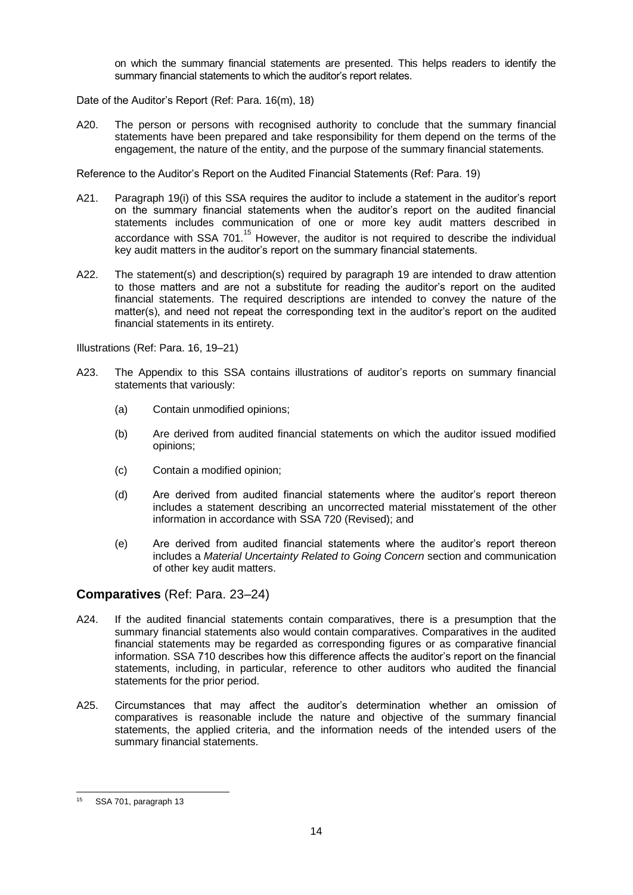on which the summary financial statements are presented. This helps readers to identify the summary financial statements to which the auditor's report relates.

Date of the Auditor's Report (Ref: Para. 16(m), 18)

A20. The person or persons with recognised authority to conclude that the summary financial statements have been prepared and take responsibility for them depend on the terms of the engagement, the nature of the entity, and the purpose of the summary financial statements.

Reference to the Auditor's Report on the Audited Financial Statements (Ref: Para. 19)

A21. Paragraph 19(i) of this SSA requires the auditor to include a statement in the auditor's report on the summary financial statements when the auditor's report on the audited financial statements includes communication of one or more key audit matters described in accordance with SSA 701.[15] However, the auditor is not required to describe the individual key audit matters in the auditor's report on the summary financial statements.

A22. The statement(s) and description(s) required by paragraph 19 are intended to draw attention to those matters and are not a substitute for reading the auditor's report on the audited financial statements. The required descriptions are intended to convey the nature of the matter(s), and need not repeat the corresponding text in the auditor's report on the audited financial statements in its entirety.

Illustrations (Ref: Para. 16, 19–21)

A23. The Appendix to this SSA contains illustrations of auditor's reports on summary financial statements that variously:

(a) Contain unmodified opinions;

(b) Are derived from audited financial statements on which the auditor issued modified opinions;

(c) Contain a modified opinion;

(d) Are derived from audited financial statements where the auditor's report thereon includes a statement describing an uncorrected material misstatement of the other information in accordance with SSA 720 (Revised); and

(e) Are derived from audited financial statements where the auditor's report thereon includes a *Material Uncertainty Related to Going Concern* section and communication of other key audit matters.

## **Comparatives** (Ref: Para. 23–24)

A24. If the audited financial statements contain comparatives, there is a presumption that the summary financial statements also would contain comparatives. Comparatives in the audited financial statements may be regarded as corresponding figures or as comparative financial information. SSA 710 describes how this difference affects the auditor's report on the financial statements, including, in particular, reference to other auditors who audited the financial statements for the prior period.

A25. Circumstances that may affect the auditor's determination whether an omission of comparatives is reasonable include the nature and objective of the summary financial statements, the applied criteria, and the information needs of the intended users of the summary financial statements.

---

[15] SSA 701, paragraph 13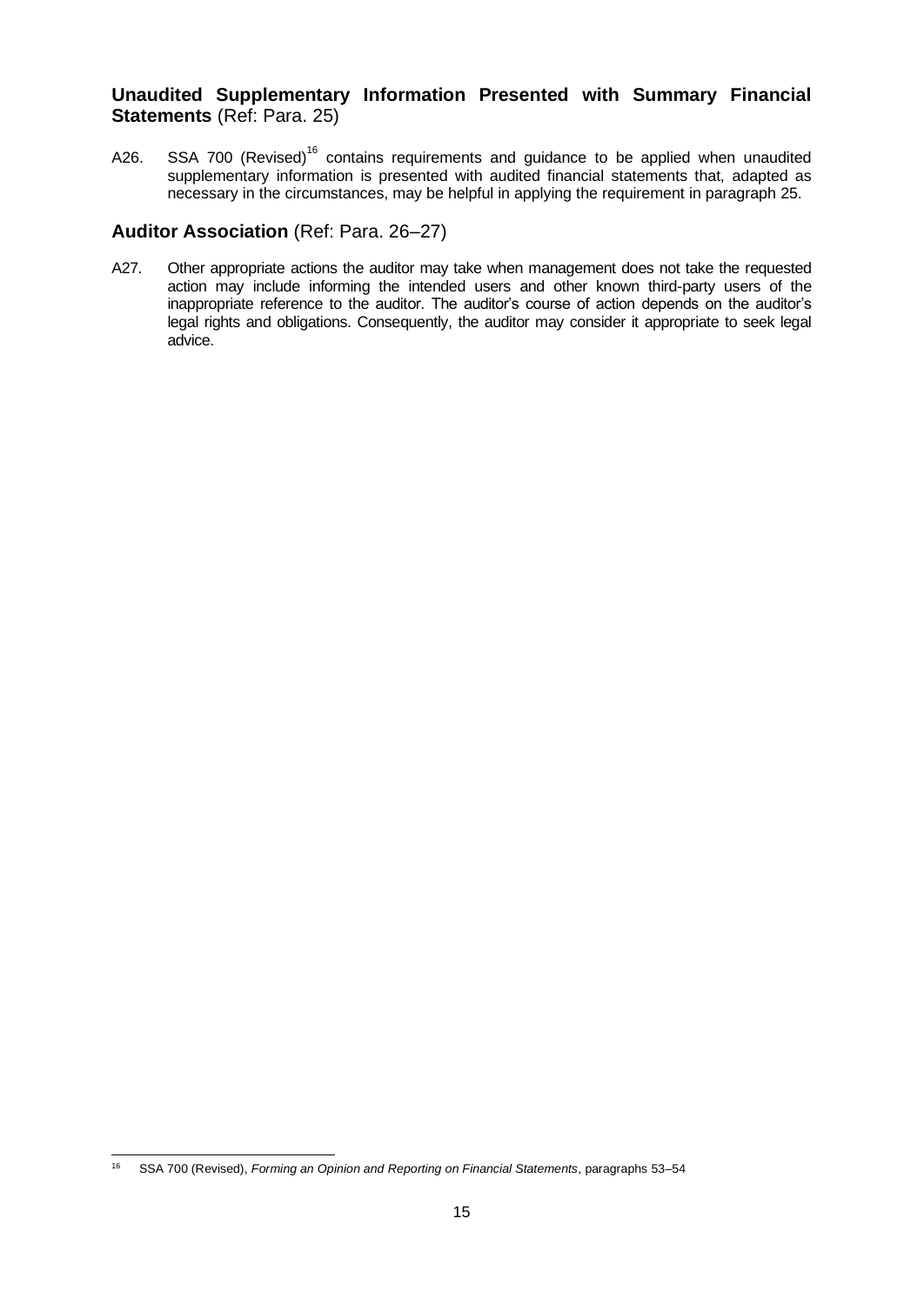### **Unaudited Supplementary Information Presented with Summary Financial Statements** (Ref: Para. 25)

A26. SSA 700 (Revised)[16] contains requirements and guidance to be applied when unaudited supplementary information is presented with audited financial statements that, adapted as necessary in the circumstances, may be helpful in applying the requirement in paragraph 25.

### **Auditor Association** (Ref: Para. 26–27)

A27. Other appropriate actions the auditor may take when management does not take the requested action may include informing the intended users and other known third-party users of the inappropriate reference to the auditor. The auditor's course of action depends on the auditor's legal rights and obligations. Consequently, the auditor may consider it appropriate to seek legal advice.

---

[16] SSA 700 (Revised), *Forming an Opinion and Reporting on Financial Statements*, paragraphs 53–54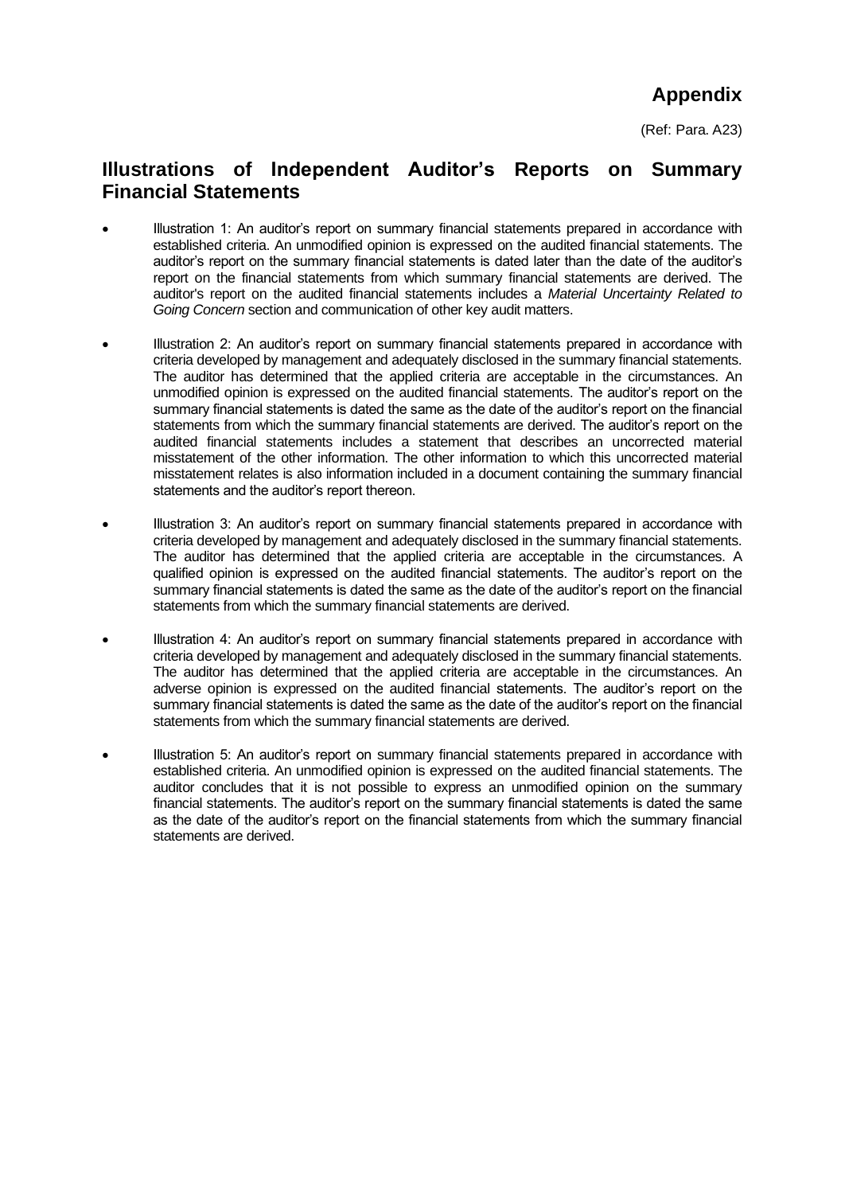# Appendix

(Ref: Para. A23)

## Illustrations of Independent Auditor's Reports on Summary Financial Statements

- Illustration 1: An auditor's report on summary financial statements prepared in accordance with established criteria. An unmodified opinion is expressed on the audited financial statements. The auditor's report on the summary financial statements is dated later than the date of the auditor's report on the financial statements from which summary financial statements are derived. The auditor's report on the audited financial statements includes a *Material Uncertainty Related to Going Concern* section and communication of other key audit matters.

- Illustration 2: An auditor's report on summary financial statements prepared in accordance with criteria developed by management and adequately disclosed in the summary financial statements. The auditor has determined that the applied criteria are acceptable in the circumstances. An unmodified opinion is expressed on the audited financial statements. The auditor's report on the summary financial statements is dated the same as the date of the auditor's report on the financial statements from which the summary financial statements are derived. The auditor's report on the audited financial statements includes a statement that describes an uncorrected material misstatement of the other information. The other information to which this uncorrected material misstatement relates is also information included in a document containing the summary financial statements and the auditor's report thereon.

- Illustration 3: An auditor's report on summary financial statements prepared in accordance with criteria developed by management and adequately disclosed in the summary financial statements. The auditor has determined that the applied criteria are acceptable in the circumstances. A qualified opinion is expressed on the audited financial statements. The auditor's report on the summary financial statements is dated the same as the date of the auditor's report on the financial statements from which the summary financial statements are derived.

- Illustration 4: An auditor's report on summary financial statements prepared in accordance with criteria developed by management and adequately disclosed in the summary financial statements. The auditor has determined that the applied criteria are acceptable in the circumstances. An adverse opinion is expressed on the audited financial statements. The auditor's report on the summary financial statements is dated the same as the date of the auditor's report on the financial statements from which the summary financial statements are derived.

- Illustration 5: An auditor's report on summary financial statements prepared in accordance with established criteria. An unmodified opinion is expressed on the audited financial statements. The auditor concludes that it is not possible to express an unmodified opinion on the summary financial statements. The auditor's report on the summary financial statements is dated the same as the date of the auditor's report on the financial statements from which the summary financial statements are derived.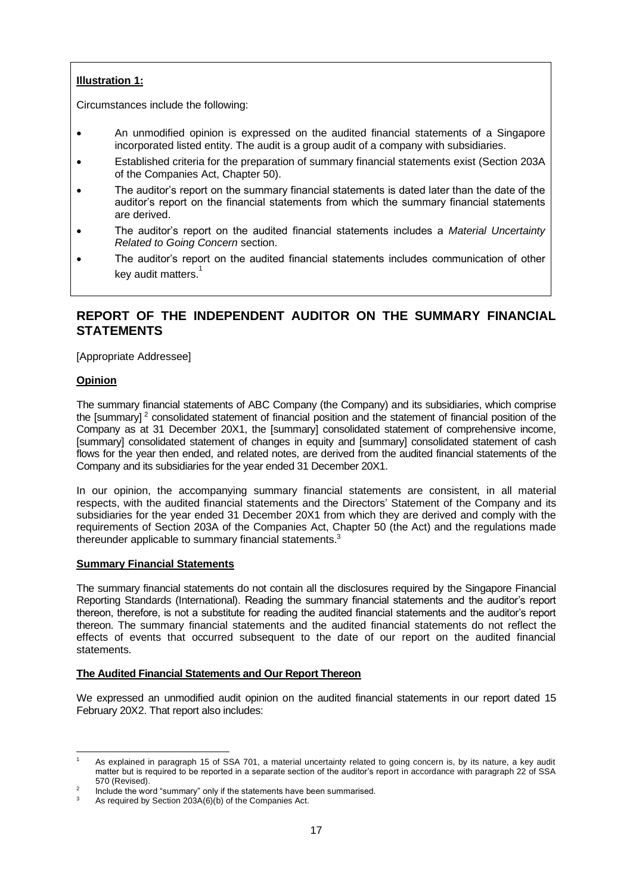**Illustration 1:**

Circumstances include the following:

- An unmodified opinion is expressed on the audited financial statements of a Singapore incorporated listed entity. The audit is a group audit of a company with subsidiaries.
- Established criteria for the preparation of summary financial statements exist (Section 203A of the Companies Act, Chapter 50).
- The auditor's report on the summary financial statements is dated later than the date of the auditor's report on the financial statements from which the summary financial statements are derived.
- The auditor's report on the audited financial statements includes a *Material Uncertainty Related to Going Concern* section.
- The auditor's report on the audited financial statements includes communication of other key audit matters.[1]

## REPORT OF THE INDEPENDENT AUDITOR ON THE SUMMARY FINANCIAL STATEMENTS

[Appropriate Addressee]

**Opinion**

The summary financial statements of ABC Company (the Company) and its subsidiaries, which comprise the [summary][2] consolidated statement of financial position and the statement of financial position of the Company as at 31 December 20X1, the [summary] consolidated statement of comprehensive income, [summary] consolidated statement of changes in equity and [summary] consolidated statement of cash flows for the year then ended, and related notes, are derived from the audited financial statements of the Company and its subsidiaries for the year ended 31 December 20X1.

In our opinion, the accompanying summary financial statements are consistent, in all material respects, with the audited financial statements and the Directors' Statement of the Company and its subsidiaries for the year ended 31 December 20X1 from which they are derived and comply with the requirements of Section 203A of the Companies Act, Chapter 50 (the Act) and the regulations made thereunder applicable to summary financial statements.[3]

**Summary Financial Statements**

The summary financial statements do not contain all the disclosures required by the Singapore Financial Reporting Standards (International). Reading the summary financial statements and the auditor's report thereon, therefore, is not a substitute for reading the audited financial statements and the auditor's report thereon. The summary financial statements and the audited financial statements do not reflect the effects of events that occurred subsequent to the date of our report on the audited financial statements.

**The Audited Financial Statements and Our Report Thereon**

We expressed an unmodified audit opinion on the audited financial statements in our report dated 15 February 20X2. That report also includes:

---

[1] As explained in paragraph 15 of SSA 701, a material uncertainty related to going concern is, by its nature, a key audit matter but is required to be reported in a separate section of the auditor's report in accordance with paragraph 22 of SSA 570 (Revised).

[2] Include the word "summary" only if the statements have been summarised.

[3] As required by Section 203A(6)(b) of the Companies Act.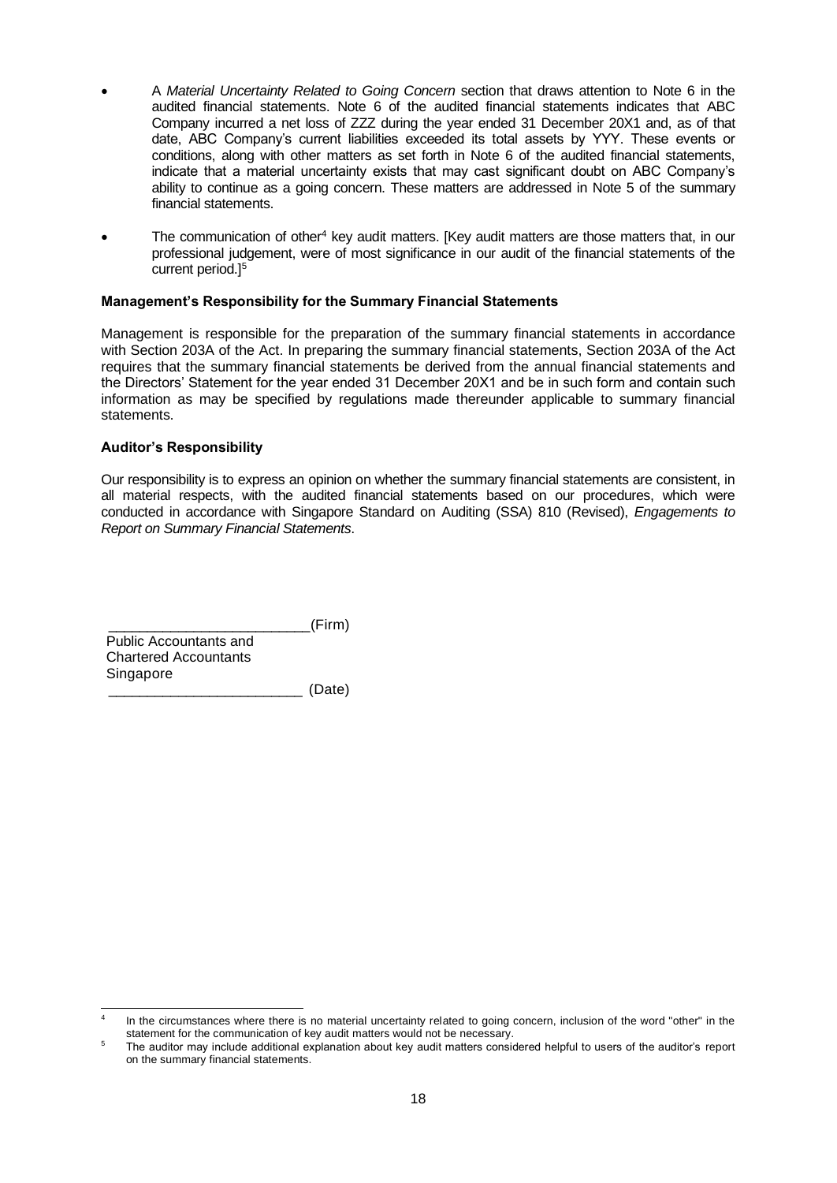- A *Material Uncertainty Related to Going Concern* section that draws attention to Note 6 in the audited financial statements. Note 6 of the audited financial statements indicates that ABC Company incurred a net loss of ZZZ during the year ended 31 December 20X1 and, as of that date, ABC Company's current liabilities exceeded its total assets by YYY. These events or conditions, along with other matters as set forth in Note 6 of the audited financial statements, indicate that a material uncertainty exists that may cast significant doubt on ABC Company's ability to continue as a going concern. These matters are addressed in Note 5 of the summary financial statements.

- The communication of other[4] key audit matters. [Key audit matters are those matters that, in our professional judgement, were of most significance in our audit of the financial statements of the current period.][5]

**Management's Responsibility for the Summary Financial Statements**

Management is responsible for the preparation of the summary financial statements in accordance with Section 203A of the Act. In preparing the summary financial statements, Section 203A of the Act requires that the summary financial statements be derived from the annual financial statements and the Directors' Statement for the year ended 31 December 20X1 and be in such form and contain such information as may be specified by regulations made thereunder applicable to summary financial statements.

**Auditor's Responsibility**

Our responsibility is to express an opinion on whether the summary financial statements are consistent, in all material respects, with the audited financial statements based on our procedures, which were conducted in accordance with Singapore Standard on Auditing (SSA) 810 (Revised), *Engagements to Report on Summary Financial Statements*.

_________________________(Firm)
Public Accountants and
Chartered Accountants
Singapore
________________________ (Date)

---

[4] In the circumstances where there is no material uncertainty related to going concern, inclusion of the word "other" in the statement for the communication of key audit matters would not be necessary.

[5] The auditor may include additional explanation about key audit matters considered helpful to users of the auditor's report on the summary financial statements.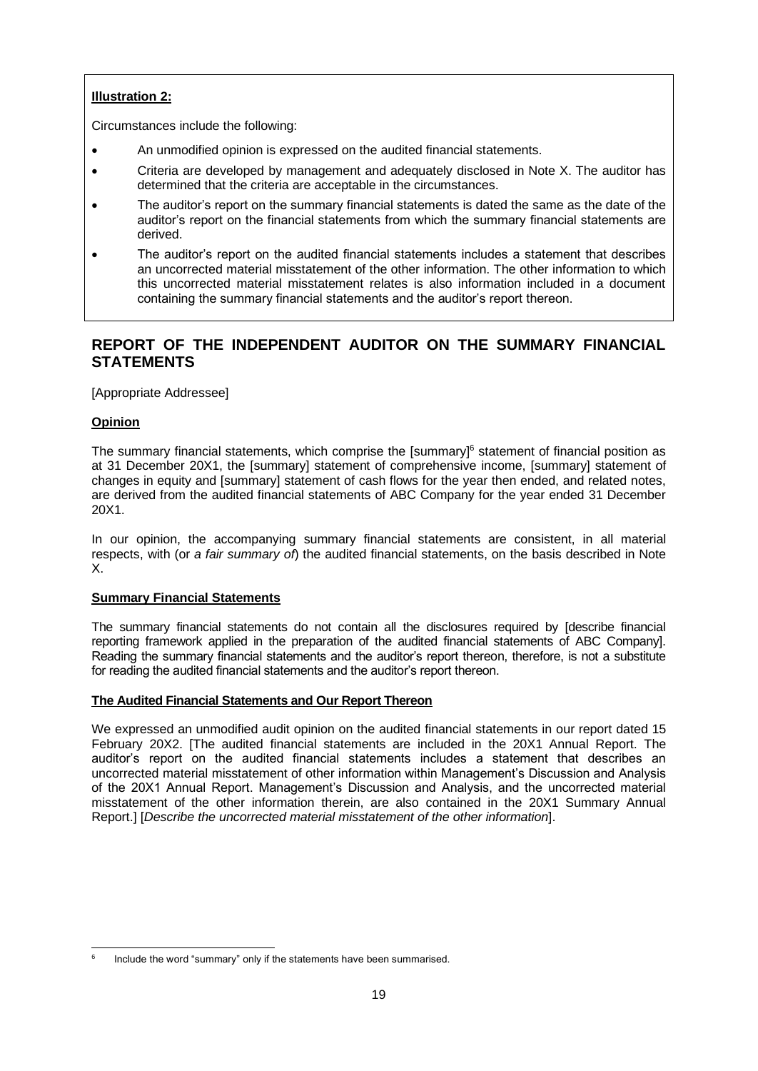**Illustration 2:**

Circumstances include the following:

- An unmodified opinion is expressed on the audited financial statements.
- Criteria are developed by management and adequately disclosed in Note X. The auditor has determined that the criteria are acceptable in the circumstances.
- The auditor's report on the summary financial statements is dated the same as the date of the auditor's report on the financial statements from which the summary financial statements are derived.
- The auditor's report on the audited financial statements includes a statement that describes an uncorrected material misstatement of the other information. The other information to which this uncorrected material misstatement relates is also information included in a document containing the summary financial statements and the auditor's report thereon.

## REPORT OF THE INDEPENDENT AUDITOR ON THE SUMMARY FINANCIAL STATEMENTS

[Appropriate Addressee]

**Opinion**

The summary financial statements, which comprise the [summary][6] statement of financial position as at 31 December 20X1, the [summary] statement of comprehensive income, [summary] statement of changes in equity and [summary] statement of cash flows for the year then ended, and related notes, are derived from the audited financial statements of ABC Company for the year ended 31 December 20X1.

In our opinion, the accompanying summary financial statements are consistent, in all material respects, with (or *a fair summary of*) the audited financial statements, on the basis described in Note X.

**Summary Financial Statements**

The summary financial statements do not contain all the disclosures required by [describe financial reporting framework applied in the preparation of the audited financial statements of ABC Company]. Reading the summary financial statements and the auditor's report thereon, therefore, is not a substitute for reading the audited financial statements and the auditor's report thereon.

**The Audited Financial Statements and Our Report Thereon**

We expressed an unmodified audit opinion on the audited financial statements in our report dated 15 February 20X2. [The audited financial statements are included in the 20X1 Annual Report. The auditor's report on the audited financial statements includes a statement that describes an uncorrected material misstatement of other information within Management's Discussion and Analysis of the 20X1 Annual Report. Management's Discussion and Analysis, and the uncorrected material misstatement of the other information therein, are also contained in the 20X1 Summary Annual Report.] [*Describe the uncorrected material misstatement of the other information*].

[6] Include the word "summary" only if the statements have been summarised.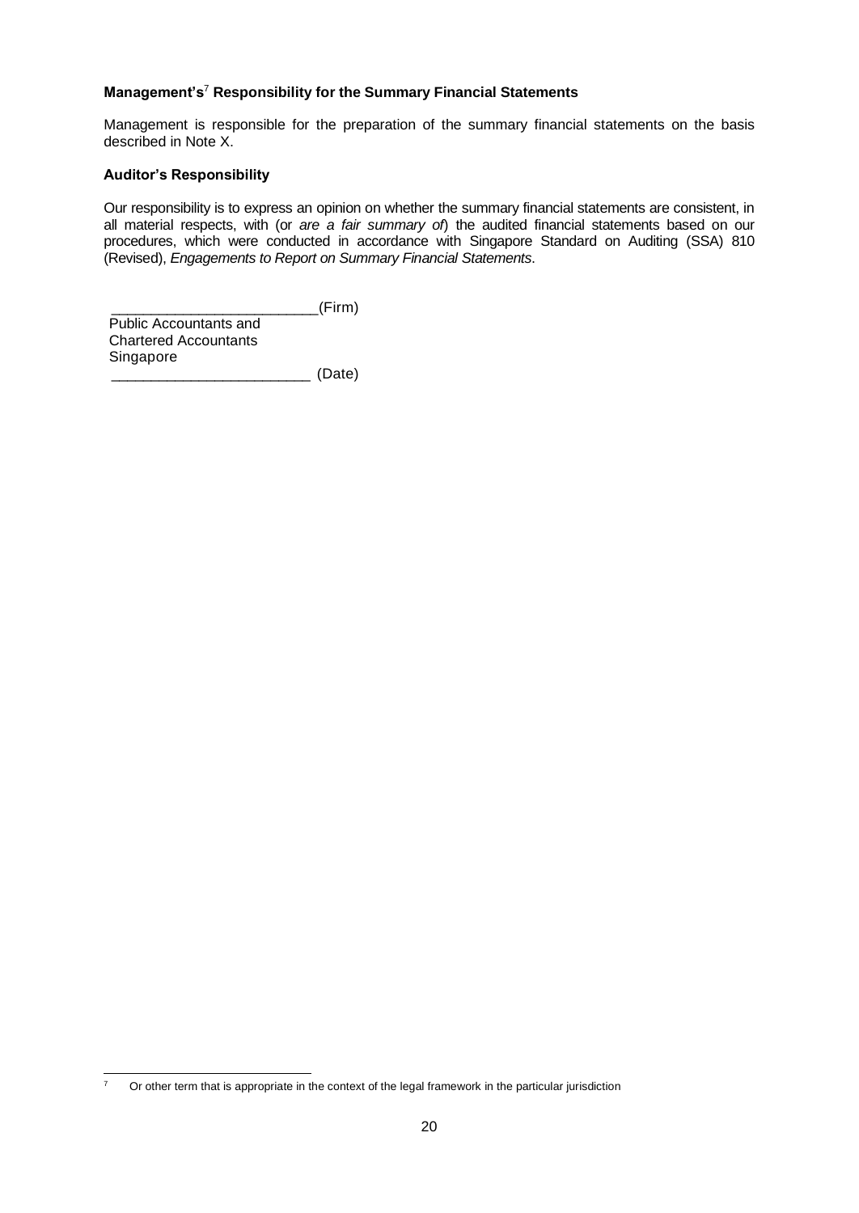**Management's[7] Responsibility for the Summary Financial Statements**

Management is responsible for the preparation of the summary financial statements on the basis described in Note X.

**Auditor's Responsibility**

Our responsibility is to express an opinion on whether the summary financial statements are consistent, in all material respects, with (or *are a fair summary of*) the audited financial statements based on our procedures, which were conducted in accordance with Singapore Standard on Auditing (SSA) 810 (Revised), *Engagements to Report on Summary Financial Statements*.

_________________________(Firm)
Public Accountants and
Chartered Accountants
Singapore
________________________ (Date)

[7] Or other term that is appropriate in the context of the legal framework in the particular jurisdiction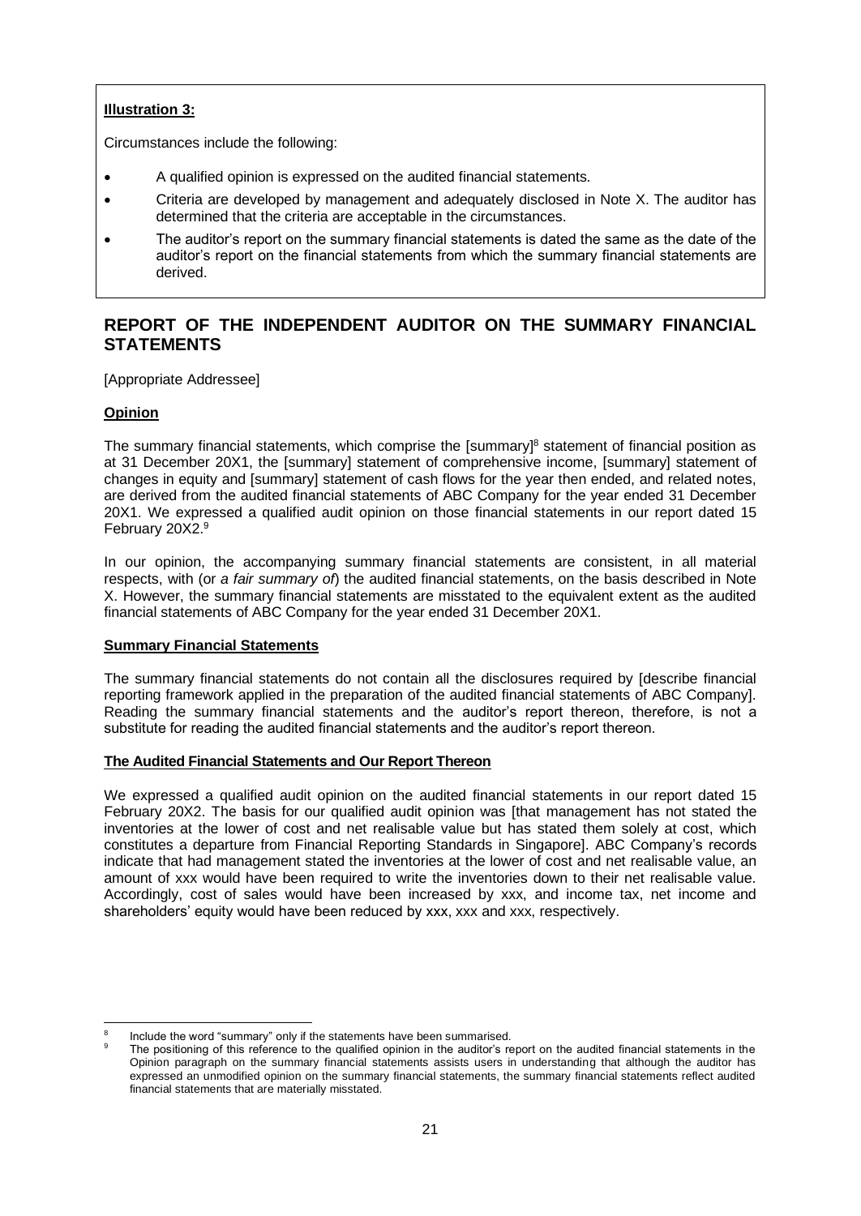**Illustration 3:**

Circumstances include the following:

- A qualified opinion is expressed on the audited financial statements.
- Criteria are developed by management and adequately disclosed in Note X. The auditor has determined that the criteria are acceptable in the circumstances.
- The auditor's report on the summary financial statements is dated the same as the date of the auditor's report on the financial statements from which the summary financial statements are derived.

## REPORT OF THE INDEPENDENT AUDITOR ON THE SUMMARY FINANCIAL STATEMENTS

[Appropriate Addressee]

**Opinion**

The summary financial statements, which comprise the [summary][8] statement of financial position as at 31 December 20X1, the [summary] statement of comprehensive income, [summary] statement of changes in equity and [summary] statement of cash flows for the year then ended, and related notes, are derived from the audited financial statements of ABC Company for the year ended 31 December 20X1. We expressed a qualified audit opinion on those financial statements in our report dated 15 February 20X2.[9]

In our opinion, the accompanying summary financial statements are consistent, in all material respects, with (or *a fair summary of*) the audited financial statements, on the basis described in Note X. However, the summary financial statements are misstated to the equivalent extent as the audited financial statements of ABC Company for the year ended 31 December 20X1.

**Summary Financial Statements**

The summary financial statements do not contain all the disclosures required by [describe financial reporting framework applied in the preparation of the audited financial statements of ABC Company]. Reading the summary financial statements and the auditor's report thereon, therefore, is not a substitute for reading the audited financial statements and the auditor's report thereon.

**The Audited Financial Statements and Our Report Thereon**

We expressed a qualified audit opinion on the audited financial statements in our report dated 15 February 20X2. The basis for our qualified audit opinion was [that management has not stated the inventories at the lower of cost and net realisable value but has stated them solely at cost, which constitutes a departure from Financial Reporting Standards in Singapore]. ABC Company's records indicate that had management stated the inventories at the lower of cost and net realisable value, an amount of xxx would have been required to write the inventories down to their net realisable value. Accordingly, cost of sales would have been increased by xxx, and income tax, net income and shareholders' equity would have been reduced by xxx, xxx and xxx, respectively.

---

[8] Include the word "summary" only if the statements have been summarised.

[9] The positioning of this reference to the qualified opinion in the auditor's report on the audited financial statements in the Opinion paragraph on the summary financial statements assists users in understanding that although the auditor has expressed an unmodified opinion on the summary financial statements, the summary financial statements reflect audited financial statements that are materially misstated.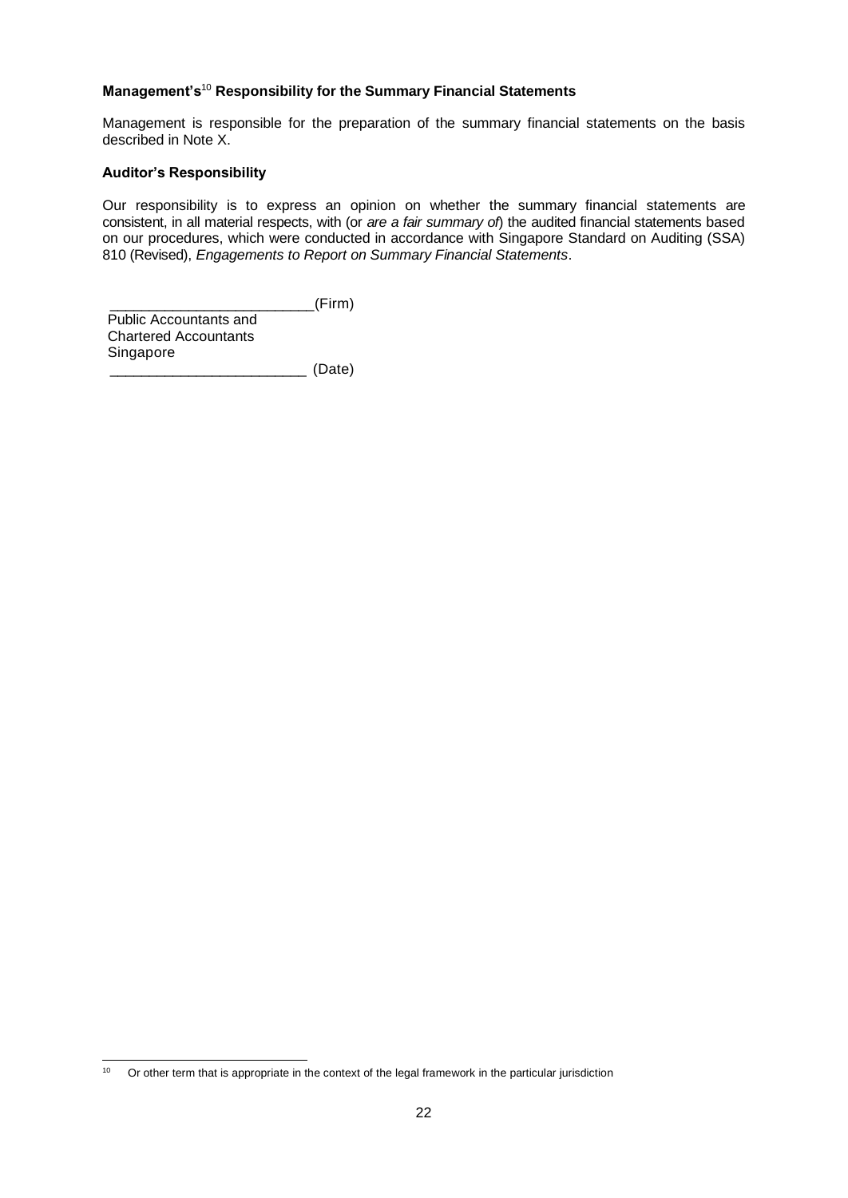**Management's[10] Responsibility for the Summary Financial Statements**

Management is responsible for the preparation of the summary financial statements on the basis described in Note X.

**Auditor's Responsibility**

Our responsibility is to express an opinion on whether the summary financial statements are consistent, in all material respects, with (or *are a fair summary of*) the audited financial statements based on our procedures, which were conducted in accordance with Singapore Standard on Auditing (SSA) 810 (Revised), *Engagements to Report on Summary Financial Statements*.

_________________________(Firm)
Public Accountants and
Chartered Accountants
Singapore
________________________ (Date)

[10] Or other term that is appropriate in the context of the legal framework in the particular jurisdiction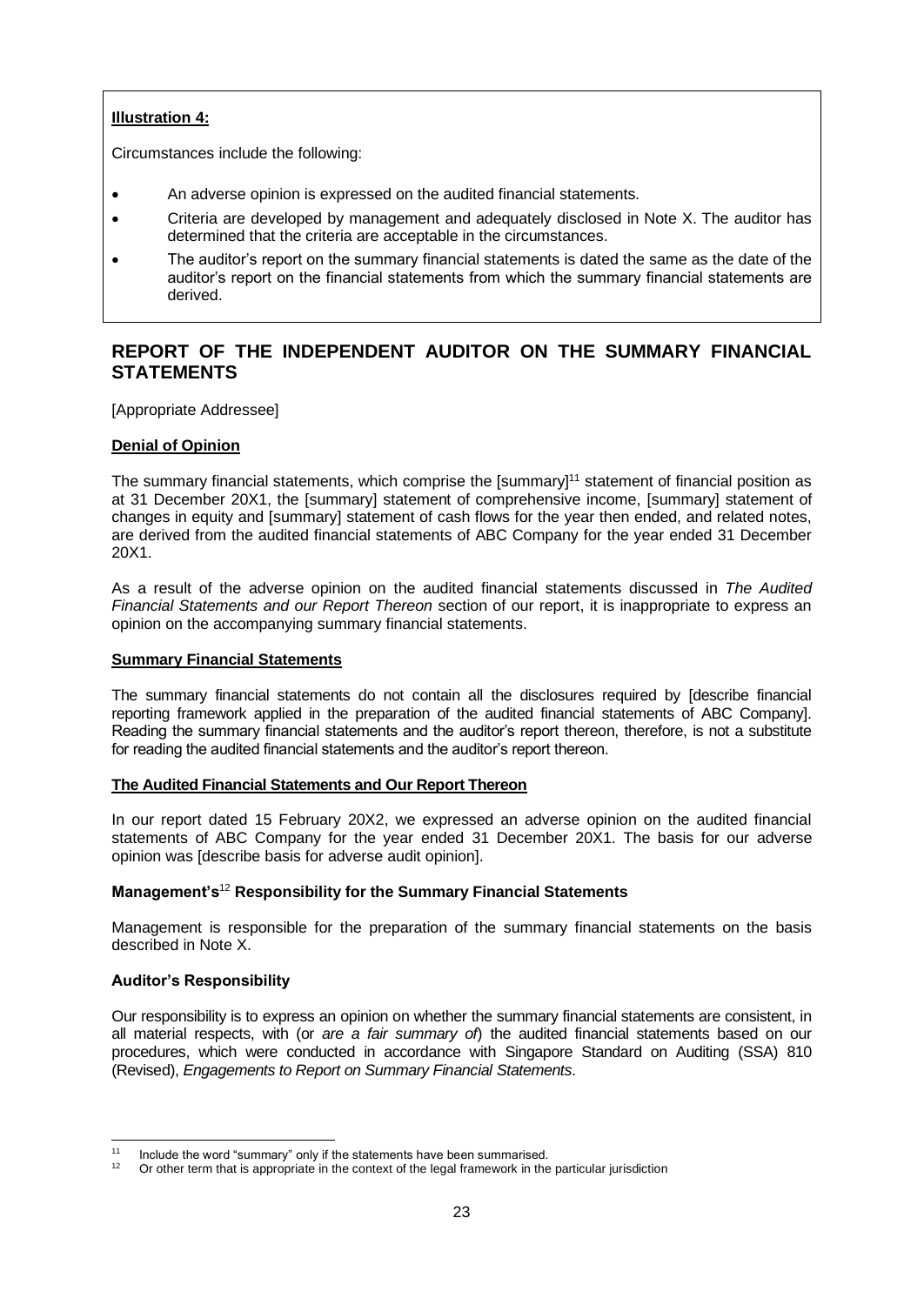**Illustration 4:**

Circumstances include the following:

- An adverse opinion is expressed on the audited financial statements.
- Criteria are developed by management and adequately disclosed in Note X. The auditor has determined that the criteria are acceptable in the circumstances.
- The auditor's report on the summary financial statements is dated the same as the date of the auditor's report on the financial statements from which the summary financial statements are derived.

## REPORT OF THE INDEPENDENT AUDITOR ON THE SUMMARY FINANCIAL STATEMENTS

[Appropriate Addressee]

**Denial of Opinion**

The summary financial statements, which comprise the [summary][11] statement of financial position as at 31 December 20X1, the [summary] statement of comprehensive income, [summary] statement of changes in equity and [summary] statement of cash flows for the year then ended, and related notes, are derived from the audited financial statements of ABC Company for the year ended 31 December 20X1.

As a result of the adverse opinion on the audited financial statements discussed in *The Audited Financial Statements and our Report Thereon* section of our report, it is inappropriate to express an opinion on the accompanying summary financial statements.

**Summary Financial Statements**

The summary financial statements do not contain all the disclosures required by [describe financial reporting framework applied in the preparation of the audited financial statements of ABC Company]. Reading the summary financial statements and the auditor's report thereon, therefore, is not a substitute for reading the audited financial statements and the auditor's report thereon.

**The Audited Financial Statements and Our Report Thereon**

In our report dated 15 February 20X2, we expressed an adverse opinion on the audited financial statements of ABC Company for the year ended 31 December 20X1. The basis for our adverse opinion was [describe basis for adverse audit opinion].

**Management's[12] Responsibility for the Summary Financial Statements**

Management is responsible for the preparation of the summary financial statements on the basis described in Note X.

**Auditor's Responsibility**

Our responsibility is to express an opinion on whether the summary financial statements are consistent, in all material respects, with (or *are a fair summary of*) the audited financial statements based on our procedures, which were conducted in accordance with Singapore Standard on Auditing (SSA) 810 (Revised), *Engagements to Report on Summary Financial Statements*.

---

[11] Include the word "summary" only if the statements have been summarised.

[12] Or other term that is appropriate in the context of the legal framework in the particular jurisdiction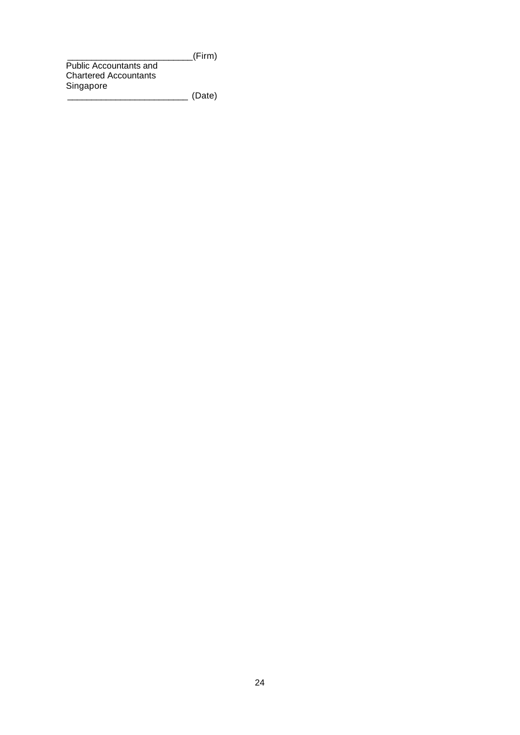_________________________(Firm)
Public Accountants and
Chartered Accountants
Singapore
________________________ (Date)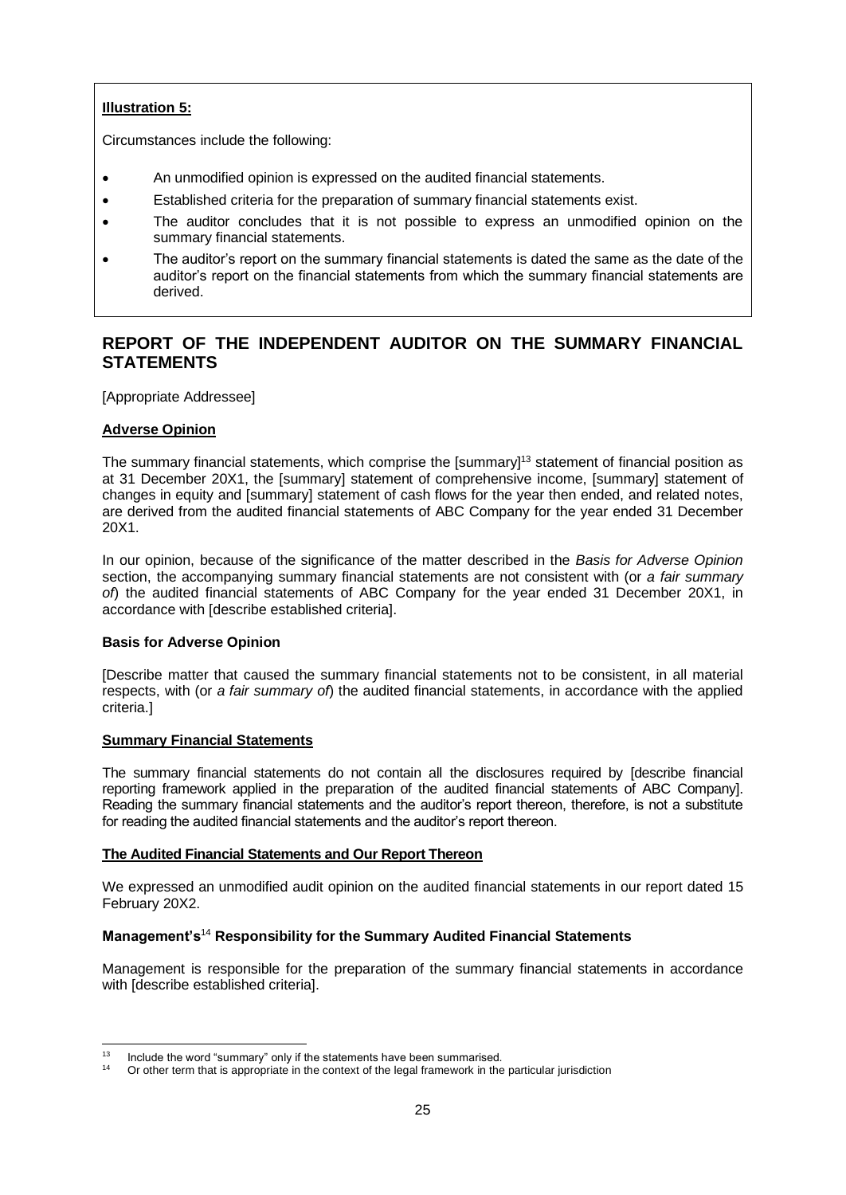**Illustration 5:**

Circumstances include the following:

- An unmodified opinion is expressed on the audited financial statements.
- Established criteria for the preparation of summary financial statements exist.
- The auditor concludes that it is not possible to express an unmodified opinion on the summary financial statements.
- The auditor's report on the summary financial statements is dated the same as the date of the auditor's report on the financial statements from which the summary financial statements are derived.

## REPORT OF THE INDEPENDENT AUDITOR ON THE SUMMARY FINANCIAL STATEMENTS

[Appropriate Addressee]

**Adverse Opinion**

The summary financial statements, which comprise the [summary][13] statement of financial position as at 31 December 20X1, the [summary] statement of comprehensive income, [summary] statement of changes in equity and [summary] statement of cash flows for the year then ended, and related notes, are derived from the audited financial statements of ABC Company for the year ended 31 December 20X1.

In our opinion, because of the significance of the matter described in the *Basis for Adverse Opinion* section, the accompanying summary financial statements are not consistent with (or *a fair summary of*) the audited financial statements of ABC Company for the year ended 31 December 20X1, in accordance with [describe established criteria].

**Basis for Adverse Opinion**

[Describe matter that caused the summary financial statements not to be consistent, in all material respects, with (or *a fair summary of*) the audited financial statements, in accordance with the applied criteria.]

**Summary Financial Statements**

The summary financial statements do not contain all the disclosures required by [describe financial reporting framework applied in the preparation of the audited financial statements of ABC Company]. Reading the summary financial statements and the auditor's report thereon, therefore, is not a substitute for reading the audited financial statements and the auditor's report thereon.

**The Audited Financial Statements and Our Report Thereon**

We expressed an unmodified audit opinion on the audited financial statements in our report dated 15 February 20X2.

**Management's[14] Responsibility for the Summary Audited Financial Statements**

Management is responsible for the preparation of the summary financial statements in accordance with [describe established criteria].

---

[13] Include the word "summary" only if the statements have been summarised.

[14] Or other term that is appropriate in the context of the legal framework in the particular jurisdiction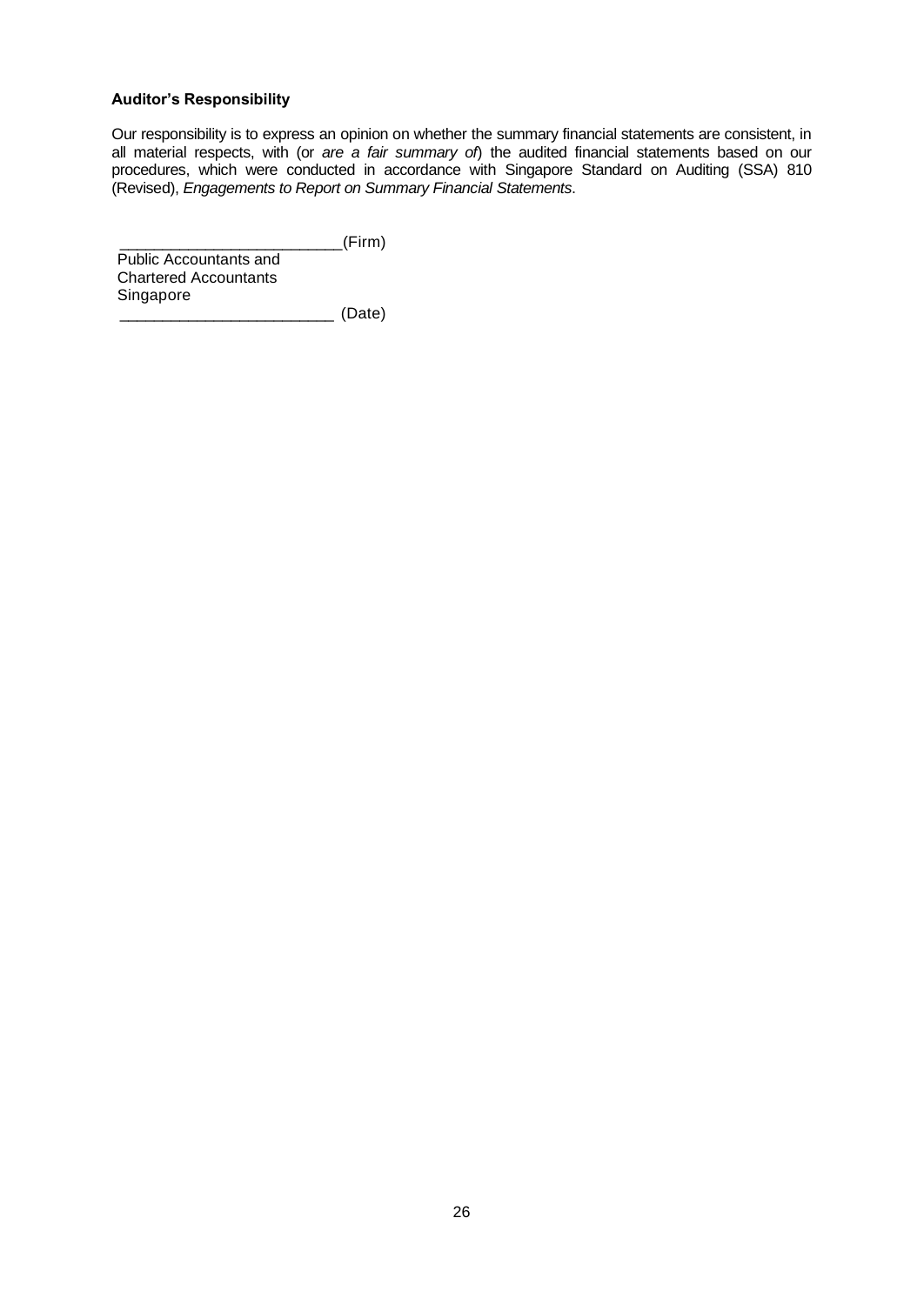**Auditor's Responsibility**

Our responsibility is to express an opinion on whether the summary financial statements are consistent, in all material respects, with (or *are a fair summary of*) the audited financial statements based on our procedures, which were conducted in accordance with Singapore Standard on Auditing (SSA) 810 (Revised), *Engagements to Report on Summary Financial Statements*.

_________________________(Firm)
Public Accountants and
Chartered Accountants
Singapore
________________________ (Date)